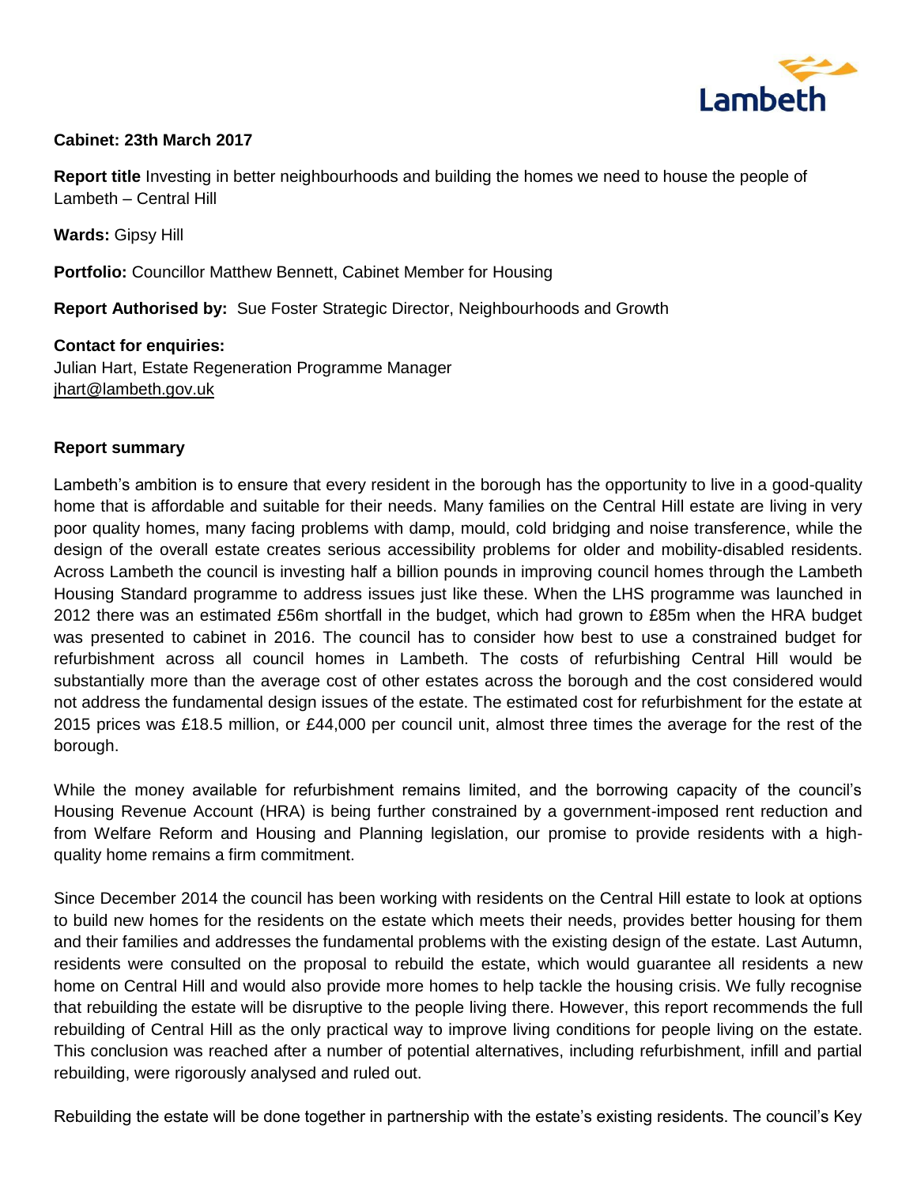Lambeth

**Cabinet: 23th March 2017**

**Report title** Investing in better neighbourhoods and building the homes we need to house the people of Lambeth – Central Hill

**Wards:** Gipsy Hill

**Portfolio:** Councillor Matthew Bennett, Cabinet Member for Housing

**Report Authorised by:** Sue Foster Strategic Director, Neighbourhoods and Growth

**Contact for enquiries:**
Julian Hart, Estate Regeneration Programme Manager
jhart@lambeth.gov.uk

## Report summary

Lambeth's ambition is to ensure that every resident in the borough has the opportunity to live in a good-quality home that is affordable and suitable for their needs. Many families on the Central Hill estate are living in very poor quality homes, many facing problems with damp, mould, cold bridging and noise transference, while the design of the overall estate creates serious accessibility problems for older and mobility-disabled residents. Across Lambeth the council is investing half a billion pounds in improving council homes through the Lambeth Housing Standard programme to address issues just like these. When the LHS programme was launched in 2012 there was an estimated £56m shortfall in the budget, which had grown to £85m when the HRA budget was presented to cabinet in 2016. The council has to consider how best to use a constrained budget for refurbishment across all council homes in Lambeth. The costs of refurbishing Central Hill would be substantially more than the average cost of other estates across the borough and the cost considered would not address the fundamental design issues of the estate. The estimated cost for refurbishment for the estate at 2015 prices was £18.5 million, or £44,000 per council unit, almost three times the average for the rest of the borough.

While the money available for refurbishment remains limited, and the borrowing capacity of the council's Housing Revenue Account (HRA) is being further constrained by a government-imposed rent reduction and from Welfare Reform and Housing and Planning legislation, our promise to provide residents with a high-quality home remains a firm commitment.

Since December 2014 the council has been working with residents on the Central Hill estate to look at options to build new homes for the residents on the estate which meets their needs, provides better housing for them and their families and addresses the fundamental problems with the existing design of the estate. Last Autumn, residents were consulted on the proposal to rebuild the estate, which would guarantee all residents a new home on Central Hill and would also provide more homes to help tackle the housing crisis. We fully recognise that rebuilding the estate will be disruptive to the people living there. However, this report recommends the full rebuilding of Central Hill as the only practical way to improve living conditions for people living on the estate. This conclusion was reached after a number of potential alternatives, including refurbishment, infill and partial rebuilding, were rigorously analysed and ruled out.

Rebuilding the estate will be done together in partnership with the estate's existing residents. The council's Key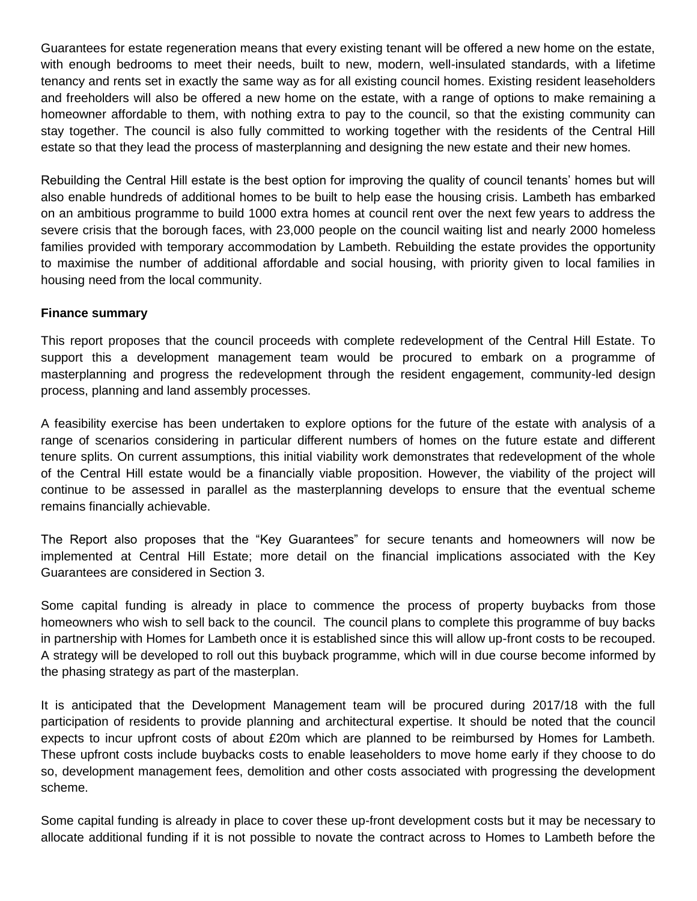Guarantees for estate regeneration means that every existing tenant will be offered a new home on the estate, with enough bedrooms to meet their needs, built to new, modern, well-insulated standards, with a lifetime tenancy and rents set in exactly the same way as for all existing council homes. Existing resident leaseholders and freeholders will also be offered a new home on the estate, with a range of options to make remaining a homeowner affordable to them, with nothing extra to pay to the council, so that the existing community can stay together. The council is also fully committed to working together with the residents of the Central Hill estate so that they lead the process of masterplanning and designing the new estate and their new homes.

Rebuilding the Central Hill estate is the best option for improving the quality of council tenants' homes but will also enable hundreds of additional homes to be built to help ease the housing crisis. Lambeth has embarked on an ambitious programme to build 1000 extra homes at council rent over the next few years to address the severe crisis that the borough faces, with 23,000 people on the council waiting list and nearly 2000 homeless families provided with temporary accommodation by Lambeth. Rebuilding the estate provides the opportunity to maximise the number of additional affordable and social housing, with priority given to local families in housing need from the local community.

**Finance summary**

This report proposes that the council proceeds with complete redevelopment of the Central Hill Estate. To support this a development management team would be procured to embark on a programme of masterplanning and progress the redevelopment through the resident engagement, community-led design process, planning and land assembly processes.

A feasibility exercise has been undertaken to explore options for the future of the estate with analysis of a range of scenarios considering in particular different numbers of homes on the future estate and different tenure splits. On current assumptions, this initial viability work demonstrates that redevelopment of the whole of the Central Hill estate would be a financially viable proposition. However, the viability of the project will continue to be assessed in parallel as the masterplanning develops to ensure that the eventual scheme remains financially achievable.

The Report also proposes that the "Key Guarantees" for secure tenants and homeowners will now be implemented at Central Hill Estate; more detail on the financial implications associated with the Key Guarantees are considered in Section 3.

Some capital funding is already in place to commence the process of property buybacks from those homeowners who wish to sell back to the council. The council plans to complete this programme of buy backs in partnership with Homes for Lambeth once it is established since this will allow up-front costs to be recouped. A strategy will be developed to roll out this buyback programme, which will in due course become informed by the phasing strategy as part of the masterplan.

It is anticipated that the Development Management team will be procured during 2017/18 with the full participation of residents to provide planning and architectural expertise. It should be noted that the council expects to incur upfront costs of about £20m which are planned to be reimbursed by Homes for Lambeth. These upfront costs include buybacks costs to enable leaseholders to move home early if they choose to do so, development management fees, demolition and other costs associated with progressing the development scheme.

Some capital funding is already in place to cover these up-front development costs but it may be necessary to allocate additional funding if it is not possible to novate the contract across to Homes to Lambeth before the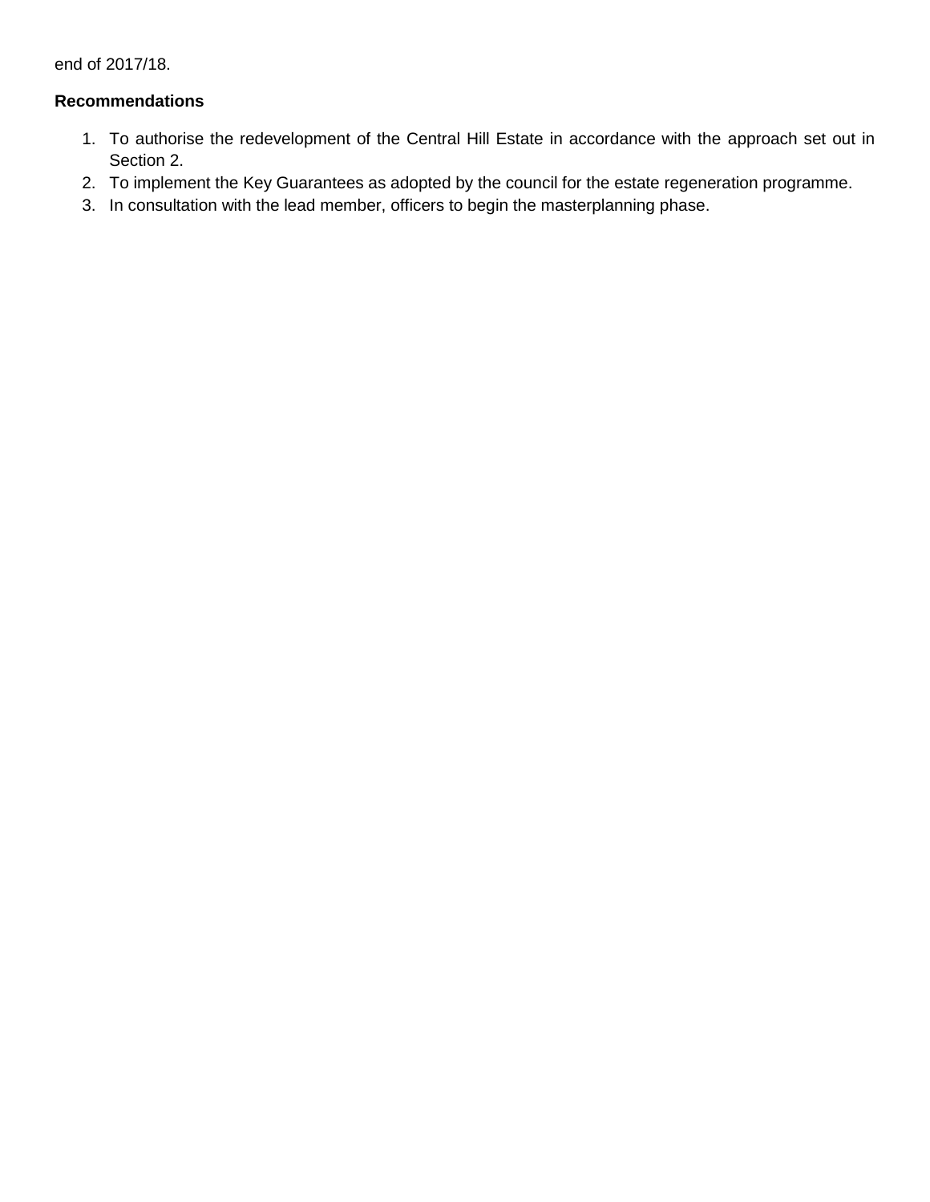end of 2017/18.

**Recommendations**

1. To authorise the redevelopment of the Central Hill Estate in accordance with the approach set out in Section 2.
2. To implement the Key Guarantees as adopted by the council for the estate regeneration programme.
3. In consultation with the lead member, officers to begin the masterplanning phase.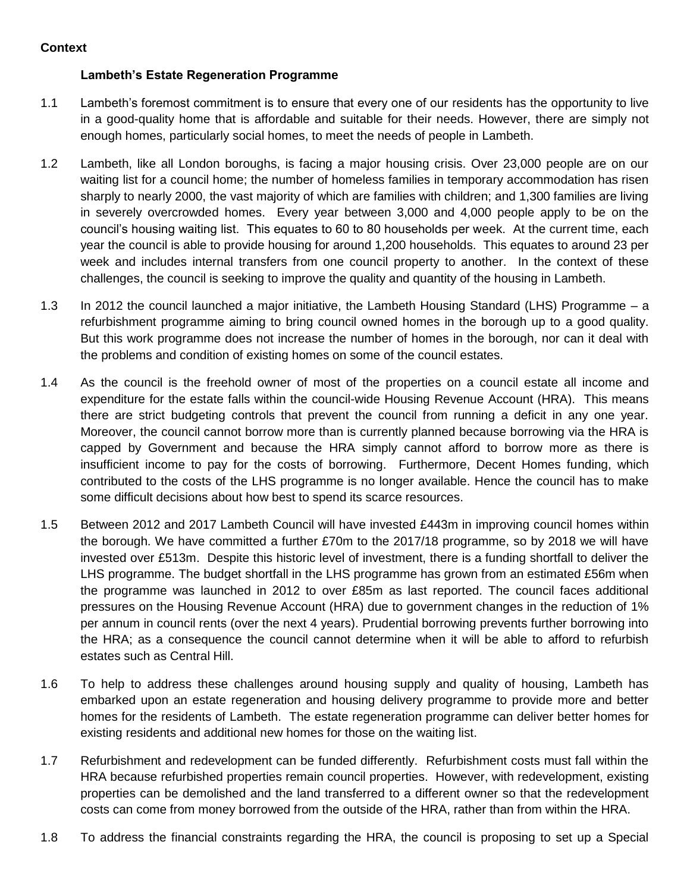**Context**

**Lambeth's Estate Regeneration Programme**

1.1 Lambeth's foremost commitment is to ensure that every one of our residents has the opportunity to live in a good-quality home that is affordable and suitable for their needs. However, there are simply not enough homes, particularly social homes, to meet the needs of people in Lambeth.

1.2 Lambeth, like all London boroughs, is facing a major housing crisis. Over 23,000 people are on our waiting list for a council home; the number of homeless families in temporary accommodation has risen sharply to nearly 2000, the vast majority of which are families with children; and 1,300 families are living in severely overcrowded homes. Every year between 3,000 and 4,000 people apply to be on the council's housing waiting list. This equates to 60 to 80 households per week. At the current time, each year the council is able to provide housing for around 1,200 households. This equates to around 23 per week and includes internal transfers from one council property to another. In the context of these challenges, the council is seeking to improve the quality and quantity of the housing in Lambeth.

1.3 In 2012 the council launched a major initiative, the Lambeth Housing Standard (LHS) Programme – a refurbishment programme aiming to bring council owned homes in the borough up to a good quality. But this work programme does not increase the number of homes in the borough, nor can it deal with the problems and condition of existing homes on some of the council estates.

1.4 As the council is the freehold owner of most of the properties on a council estate all income and expenditure for the estate falls within the council-wide Housing Revenue Account (HRA). This means there are strict budgeting controls that prevent the council from running a deficit in any one year. Moreover, the council cannot borrow more than is currently planned because borrowing via the HRA is capped by Government and because the HRA simply cannot afford to borrow more as there is insufficient income to pay for the costs of borrowing. Furthermore, Decent Homes funding, which contributed to the costs of the LHS programme is no longer available. Hence the council has to make some difficult decisions about how best to spend its scarce resources.

1.5 Between 2012 and 2017 Lambeth Council will have invested £443m in improving council homes within the borough. We have committed a further £70m to the 2017/18 programme, so by 2018 we will have invested over £513m. Despite this historic level of investment, there is a funding shortfall to deliver the LHS programme. The budget shortfall in the LHS programme has grown from an estimated £56m when the programme was launched in 2012 to over £85m as last reported. The council faces additional pressures on the Housing Revenue Account (HRA) due to government changes in the reduction of 1% per annum in council rents (over the next 4 years). Prudential borrowing prevents further borrowing into the HRA; as a consequence the council cannot determine when it will be able to afford to refurbish estates such as Central Hill.

1.6 To help to address these challenges around housing supply and quality of housing, Lambeth has embarked upon an estate regeneration and housing delivery programme to provide more and better homes for the residents of Lambeth. The estate regeneration programme can deliver better homes for existing residents and additional new homes for those on the waiting list.

1.7 Refurbishment and redevelopment can be funded differently. Refurbishment costs must fall within the HRA because refurbished properties remain council properties. However, with redevelopment, existing properties can be demolished and the land transferred to a different owner so that the redevelopment costs can come from money borrowed from the outside of the HRA, rather than from within the HRA.

1.8 To address the financial constraints regarding the HRA, the council is proposing to set up a Special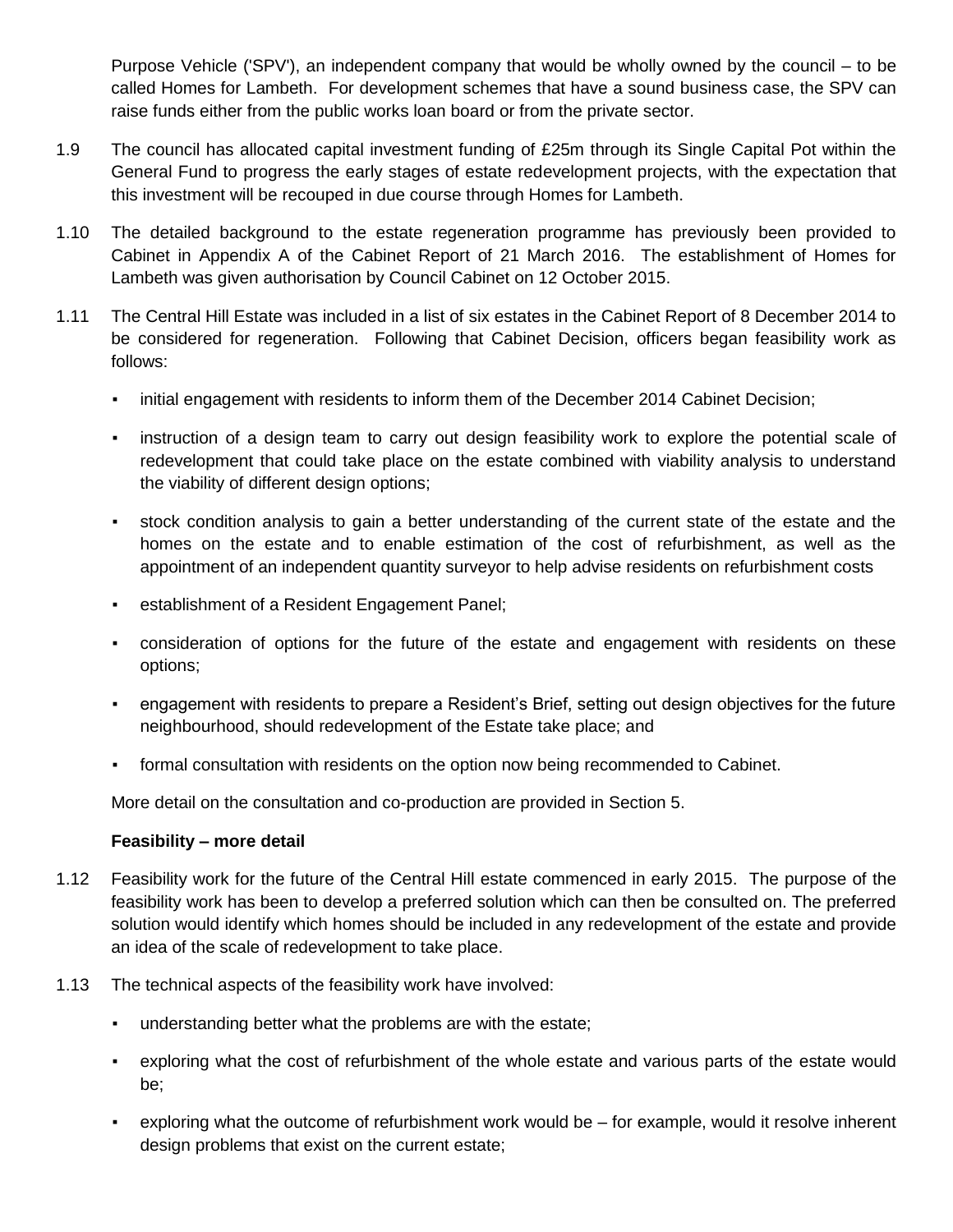Purpose Vehicle ('SPV'), an independent company that would be wholly owned by the council – to be called Homes for Lambeth. For development schemes that have a sound business case, the SPV can raise funds either from the public works loan board or from the private sector.

1.9 The council has allocated capital investment funding of £25m through its Single Capital Pot within the General Fund to progress the early stages of estate redevelopment projects, with the expectation that this investment will be recouped in due course through Homes for Lambeth.

1.10 The detailed background to the estate regeneration programme has previously been provided to Cabinet in Appendix A of the Cabinet Report of 21 March 2016. The establishment of Homes for Lambeth was given authorisation by Council Cabinet on 12 October 2015.

1.11 The Central Hill Estate was included in a list of six estates in the Cabinet Report of 8 December 2014 to be considered for regeneration. Following that Cabinet Decision, officers began feasibility work as follows:

- initial engagement with residents to inform them of the December 2014 Cabinet Decision;
- instruction of a design team to carry out design feasibility work to explore the potential scale of redevelopment that could take place on the estate combined with viability analysis to understand the viability of different design options;
- stock condition analysis to gain a better understanding of the current state of the estate and the homes on the estate and to enable estimation of the cost of refurbishment, as well as the appointment of an independent quantity surveyor to help advise residents on refurbishment costs
- establishment of a Resident Engagement Panel;
- consideration of options for the future of the estate and engagement with residents on these options;
- engagement with residents to prepare a Resident's Brief, setting out design objectives for the future neighbourhood, should redevelopment of the Estate take place; and
- formal consultation with residents on the option now being recommended to Cabinet.

More detail on the consultation and co-production are provided in Section 5.

**Feasibility – more detail**

1.12 Feasibility work for the future of the Central Hill estate commenced in early 2015. The purpose of the feasibility work has been to develop a preferred solution which can then be consulted on. The preferred solution would identify which homes should be included in any redevelopment of the estate and provide an idea of the scale of redevelopment to take place.

1.13 The technical aspects of the feasibility work have involved:

- understanding better what the problems are with the estate;
- exploring what the cost of refurbishment of the whole estate and various parts of the estate would be;
- exploring what the outcome of refurbishment work would be – for example, would it resolve inherent design problems that exist on the current estate;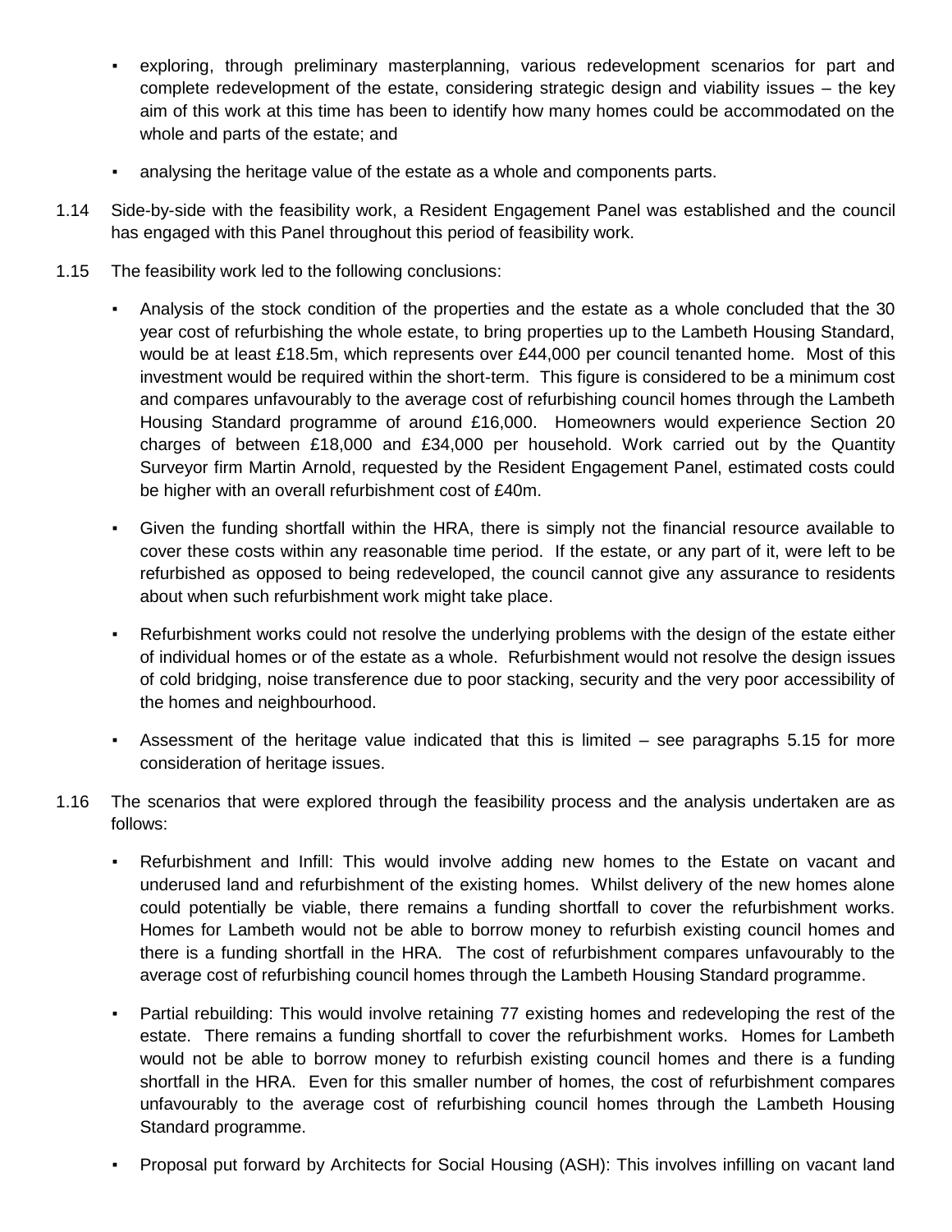- exploring, through preliminary masterplanning, various redevelopment scenarios for part and complete redevelopment of the estate, considering strategic design and viability issues – the key aim of this work at this time has been to identify how many homes could be accommodated on the whole and parts of the estate; and
- analysing the heritage value of the estate as a whole and components parts.

1.14 Side-by-side with the feasibility work, a Resident Engagement Panel was established and the council has engaged with this Panel throughout this period of feasibility work.

1.15 The feasibility work led to the following conclusions:

- Analysis of the stock condition of the properties and the estate as a whole concluded that the 30 year cost of refurbishing the whole estate, to bring properties up to the Lambeth Housing Standard, would be at least £18.5m, which represents over £44,000 per council tenanted home. Most of this investment would be required within the short-term. This figure is considered to be a minimum cost and compares unfavourably to the average cost of refurbishing council homes through the Lambeth Housing Standard programme of around £16,000. Homeowners would experience Section 20 charges of between £18,000 and £34,000 per household. Work carried out by the Quantity Surveyor firm Martin Arnold, requested by the Resident Engagement Panel, estimated costs could be higher with an overall refurbishment cost of £40m.
- Given the funding shortfall within the HRA, there is simply not the financial resource available to cover these costs within any reasonable time period. If the estate, or any part of it, were left to be refurbished as opposed to being redeveloped, the council cannot give any assurance to residents about when such refurbishment work might take place.
- Refurbishment works could not resolve the underlying problems with the design of the estate either of individual homes or of the estate as a whole. Refurbishment would not resolve the design issues of cold bridging, noise transference due to poor stacking, security and the very poor accessibility of the homes and neighbourhood.
- Assessment of the heritage value indicated that this is limited – see paragraphs 5.15 for more consideration of heritage issues.

1.16 The scenarios that were explored through the feasibility process and the analysis undertaken are as follows:

- Refurbishment and Infill: This would involve adding new homes to the Estate on vacant and underused land and refurbishment of the existing homes. Whilst delivery of the new homes alone could potentially be viable, there remains a funding shortfall to cover the refurbishment works. Homes for Lambeth would not be able to borrow money to refurbish existing council homes and there is a funding shortfall in the HRA. The cost of refurbishment compares unfavourably to the average cost of refurbishing council homes through the Lambeth Housing Standard programme.
- Partial rebuilding: This would involve retaining 77 existing homes and redeveloping the rest of the estate. There remains a funding shortfall to cover the refurbishment works. Homes for Lambeth would not be able to borrow money to refurbish existing council homes and there is a funding shortfall in the HRA. Even for this smaller number of homes, the cost of refurbishment compares unfavourably to the average cost of refurbishing council homes through the Lambeth Housing Standard programme.
- Proposal put forward by Architects for Social Housing (ASH): This involves infilling on vacant land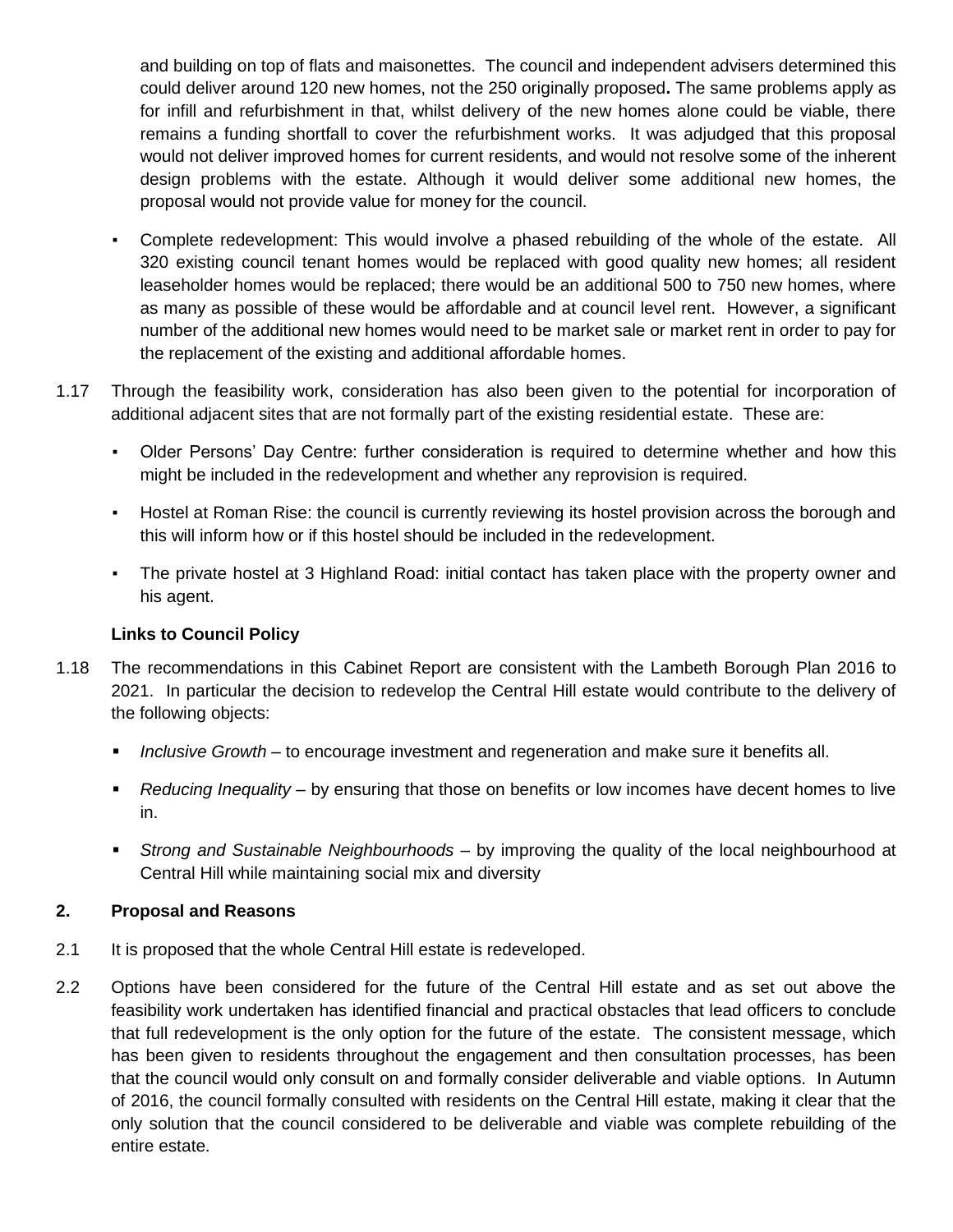and building on top of flats and maisonettes. The council and independent advisers determined this could deliver around 120 new homes, not the 250 originally proposed**.** The same problems apply as for infill and refurbishment in that, whilst delivery of the new homes alone could be viable, there remains a funding shortfall to cover the refurbishment works. It was adjudged that this proposal would not deliver improved homes for current residents, and would not resolve some of the inherent design problems with the estate. Although it would deliver some additional new homes, the proposal would not provide value for money for the council.

- Complete redevelopment: This would involve a phased rebuilding of the whole of the estate. All 320 existing council tenant homes would be replaced with good quality new homes; all resident leaseholder homes would be replaced; there would be an additional 500 to 750 new homes, where as many as possible of these would be affordable and at council level rent. However, a significant number of the additional new homes would need to be market sale or market rent in order to pay for the replacement of the existing and additional affordable homes.

1.17 Through the feasibility work, consideration has also been given to the potential for incorporation of additional adjacent sites that are not formally part of the existing residential estate. These are:

- Older Persons' Day Centre: further consideration is required to determine whether and how this might be included in the redevelopment and whether any reprovision is required.
- Hostel at Roman Rise: the council is currently reviewing its hostel provision across the borough and this will inform how or if this hostel should be included in the redevelopment.
- The private hostel at 3 Highland Road: initial contact has taken place with the property owner and his agent.

**Links to Council Policy**

1.18 The recommendations in this Cabinet Report are consistent with the Lambeth Borough Plan 2016 to 2021. In particular the decision to redevelop the Central Hill estate would contribute to the delivery of the following objects:

- *Inclusive Growth* – to encourage investment and regeneration and make sure it benefits all.
- *Reducing Inequality* – by ensuring that those on benefits or low incomes have decent homes to live in.
- *Strong and Sustainable Neighbourhoods* – by improving the quality of the local neighbourhood at Central Hill while maintaining social mix and diversity

## 2. Proposal and Reasons

2.1 It is proposed that the whole Central Hill estate is redeveloped.

2.2 Options have been considered for the future of the Central Hill estate and as set out above the feasibility work undertaken has identified financial and practical obstacles that lead officers to conclude that full redevelopment is the only option for the future of the estate. The consistent message, which has been given to residents throughout the engagement and then consultation processes, has been that the council would only consult on and formally consider deliverable and viable options. In Autumn of 2016, the council formally consulted with residents on the Central Hill estate, making it clear that the only solution that the council considered to be deliverable and viable was complete rebuilding of the entire estate.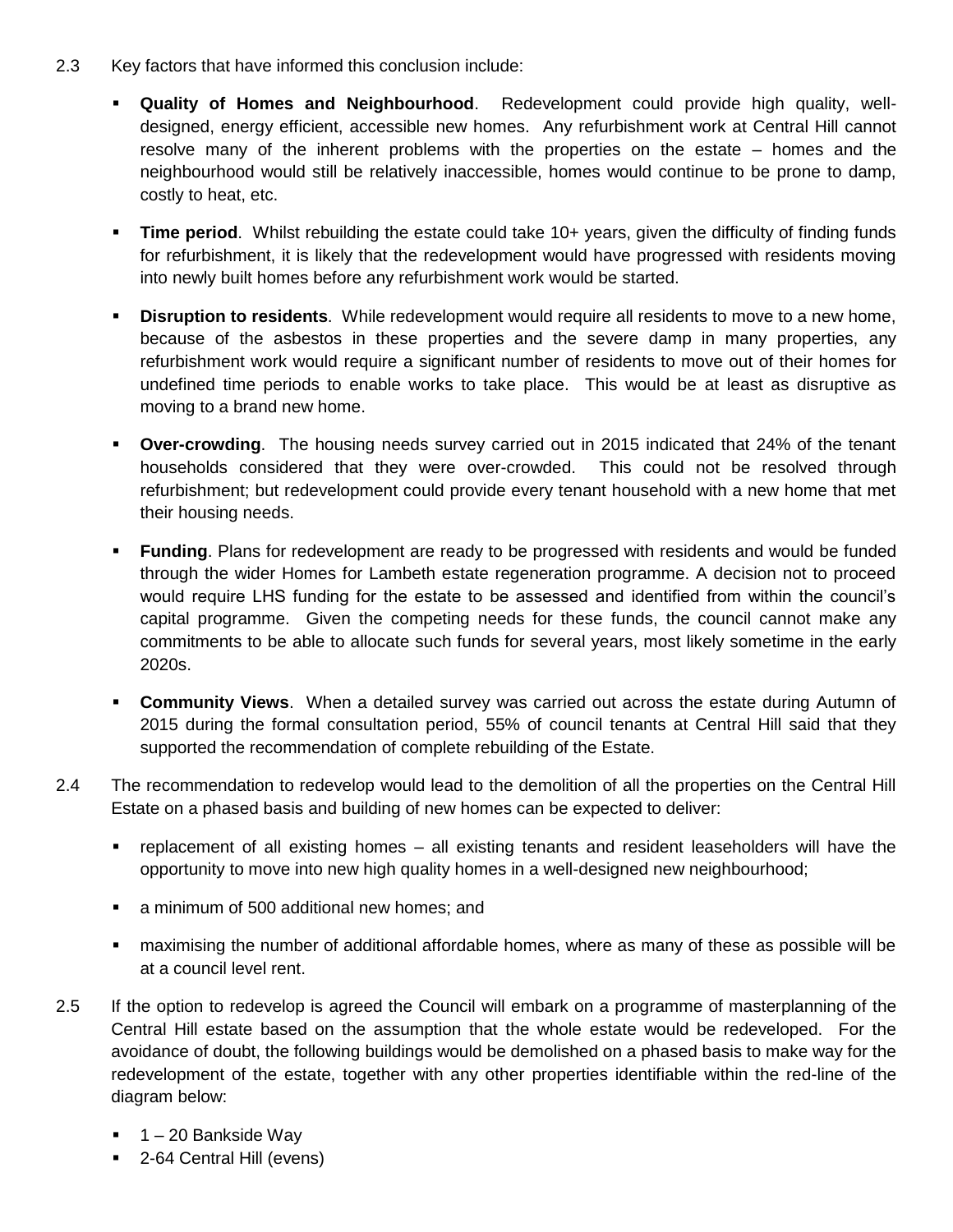2.3 Key factors that have informed this conclusion include:

- **Quality of Homes and Neighbourhood**. Redevelopment could provide high quality, well-designed, energy efficient, accessible new homes. Any refurbishment work at Central Hill cannot resolve many of the inherent problems with the properties on the estate – homes and the neighbourhood would still be relatively inaccessible, homes would continue to be prone to damp, costly to heat, etc.

- **Time period**. Whilst rebuilding the estate could take 10+ years, given the difficulty of finding funds for refurbishment, it is likely that the redevelopment would have progressed with residents moving into newly built homes before any refurbishment work would be started.

- **Disruption to residents**. While redevelopment would require all residents to move to a new home, because of the asbestos in these properties and the severe damp in many properties, any refurbishment work would require a significant number of residents to move out of their homes for undefined time periods to enable works to take place. This would be at least as disruptive as moving to a brand new home.

- **Over-crowding**. The housing needs survey carried out in 2015 indicated that 24% of the tenant households considered that they were over-crowded. This could not be resolved through refurbishment; but redevelopment could provide every tenant household with a new home that met their housing needs.

- **Funding**. Plans for redevelopment are ready to be progressed with residents and would be funded through the wider Homes for Lambeth estate regeneration programme. A decision not to proceed would require LHS funding for the estate to be assessed and identified from within the council's capital programme. Given the competing needs for these funds, the council cannot make any commitments to be able to allocate such funds for several years, most likely sometime in the early 2020s.

- **Community Views**. When a detailed survey was carried out across the estate during Autumn of 2015 during the formal consultation period, 55% of council tenants at Central Hill said that they supported the recommendation of complete rebuilding of the Estate.

2.4 The recommendation to redevelop would lead to the demolition of all the properties on the Central Hill Estate on a phased basis and building of new homes can be expected to deliver:

- replacement of all existing homes – all existing tenants and resident leaseholders will have the opportunity to move into new high quality homes in a well-designed new neighbourhood;
- a minimum of 500 additional new homes; and
- maximising the number of additional affordable homes, where as many of these as possible will be at a council level rent.

2.5 If the option to redevelop is agreed the Council will embark on a programme of masterplanning of the Central Hill estate based on the assumption that the whole estate would be redeveloped. For the avoidance of doubt, the following buildings would be demolished on a phased basis to make way for the redevelopment of the estate, together with any other properties identifiable within the red-line of the diagram below:

- 1 – 20 Bankside Way
- 2-64 Central Hill (evens)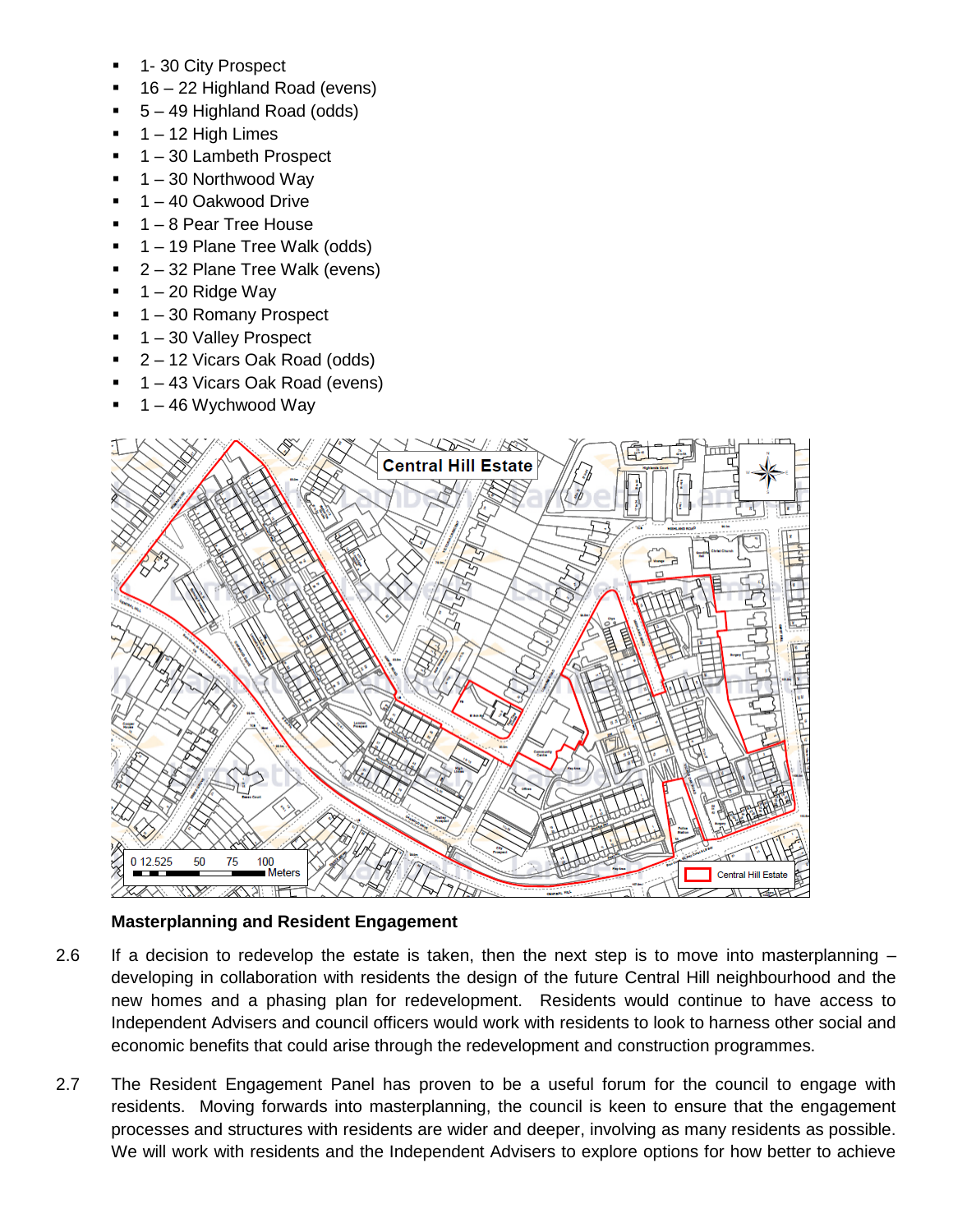- 1- 30 City Prospect
- 16 – 22 Highland Road (evens)
- 5 – 49 Highland Road (odds)
- 1 – 12 High Limes
- 1 – 30 Lambeth Prospect
- 1 – 30 Northwood Way
- 1 – 40 Oakwood Drive
- 1 – 8 Pear Tree House
- 1 – 19 Plane Tree Walk (odds)
- 2 – 32 Plane Tree Walk (evens)
- 1 – 20 Ridge Way
- 1 – 30 Romany Prospect
- 1 – 30 Valley Prospect
- 2 – 12 Vicars Oak Road (odds)
- 1 – 43 Vicars Oak Road (evens)
- 1 – 46 Wychwood Way

**Masterplanning and Resident Engagement**

2.6 If a decision to redevelop the estate is taken, then the next step is to move into masterplanning – developing in collaboration with residents the design of the future Central Hill neighbourhood and the new homes and a phasing plan for redevelopment. Residents would continue to have access to Independent Advisers and council officers would work with residents to look to harness other social and economic benefits that could arise through the redevelopment and construction programmes.

2.7 The Resident Engagement Panel has proven to be a useful forum for the council to engage with residents. Moving forwards into masterplanning, the council is keen to ensure that the engagement processes and structures with residents are wider and deeper, involving as many residents as possible. We will work with residents and the Independent Advisers to explore options for how better to achieve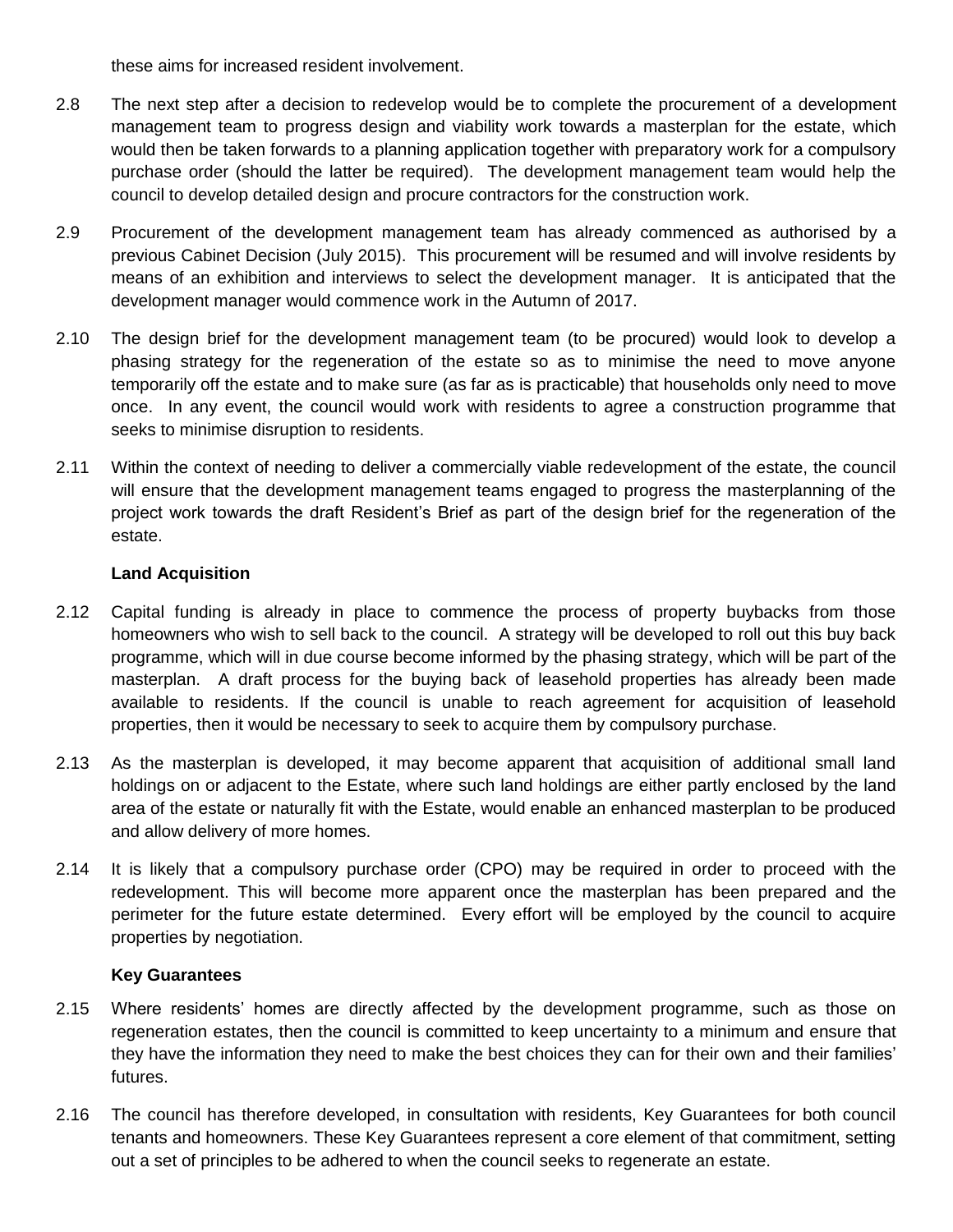these aims for increased resident involvement.

2.8 The next step after a decision to redevelop would be to complete the procurement of a development management team to progress design and viability work towards a masterplan for the estate, which would then be taken forwards to a planning application together with preparatory work for a compulsory purchase order (should the latter be required). The development management team would help the council to develop detailed design and procure contractors for the construction work.

2.9 Procurement of the development management team has already commenced as authorised by a previous Cabinet Decision (July 2015). This procurement will be resumed and will involve residents by means of an exhibition and interviews to select the development manager. It is anticipated that the development manager would commence work in the Autumn of 2017.

2.10 The design brief for the development management team (to be procured) would look to develop a phasing strategy for the regeneration of the estate so as to minimise the need to move anyone temporarily off the estate and to make sure (as far as is practicable) that households only need to move once. In any event, the council would work with residents to agree a construction programme that seeks to minimise disruption to residents.

2.11 Within the context of needing to deliver a commercially viable redevelopment of the estate, the council will ensure that the development management teams engaged to progress the masterplanning of the project work towards the draft Resident's Brief as part of the design brief for the regeneration of the estate.

**Land Acquisition**

2.12 Capital funding is already in place to commence the process of property buybacks from those homeowners who wish to sell back to the council. A strategy will be developed to roll out this buy back programme, which will in due course become informed by the phasing strategy, which will be part of the masterplan. A draft process for the buying back of leasehold properties has already been made available to residents. If the council is unable to reach agreement for acquisition of leasehold properties, then it would be necessary to seek to acquire them by compulsory purchase.

2.13 As the masterplan is developed, it may become apparent that acquisition of additional small land holdings on or adjacent to the Estate, where such land holdings are either partly enclosed by the land area of the estate or naturally fit with the Estate, would enable an enhanced masterplan to be produced and allow delivery of more homes.

2.14 It is likely that a compulsory purchase order (CPO) may be required in order to proceed with the redevelopment. This will become more apparent once the masterplan has been prepared and the perimeter for the future estate determined. Every effort will be employed by the council to acquire properties by negotiation.

**Key Guarantees**

2.15 Where residents' homes are directly affected by the development programme, such as those on regeneration estates, then the council is committed to keep uncertainty to a minimum and ensure that they have the information they need to make the best choices they can for their own and their families' futures.

2.16 The council has therefore developed, in consultation with residents, Key Guarantees for both council tenants and homeowners. These Key Guarantees represent a core element of that commitment, setting out a set of principles to be adhered to when the council seeks to regenerate an estate.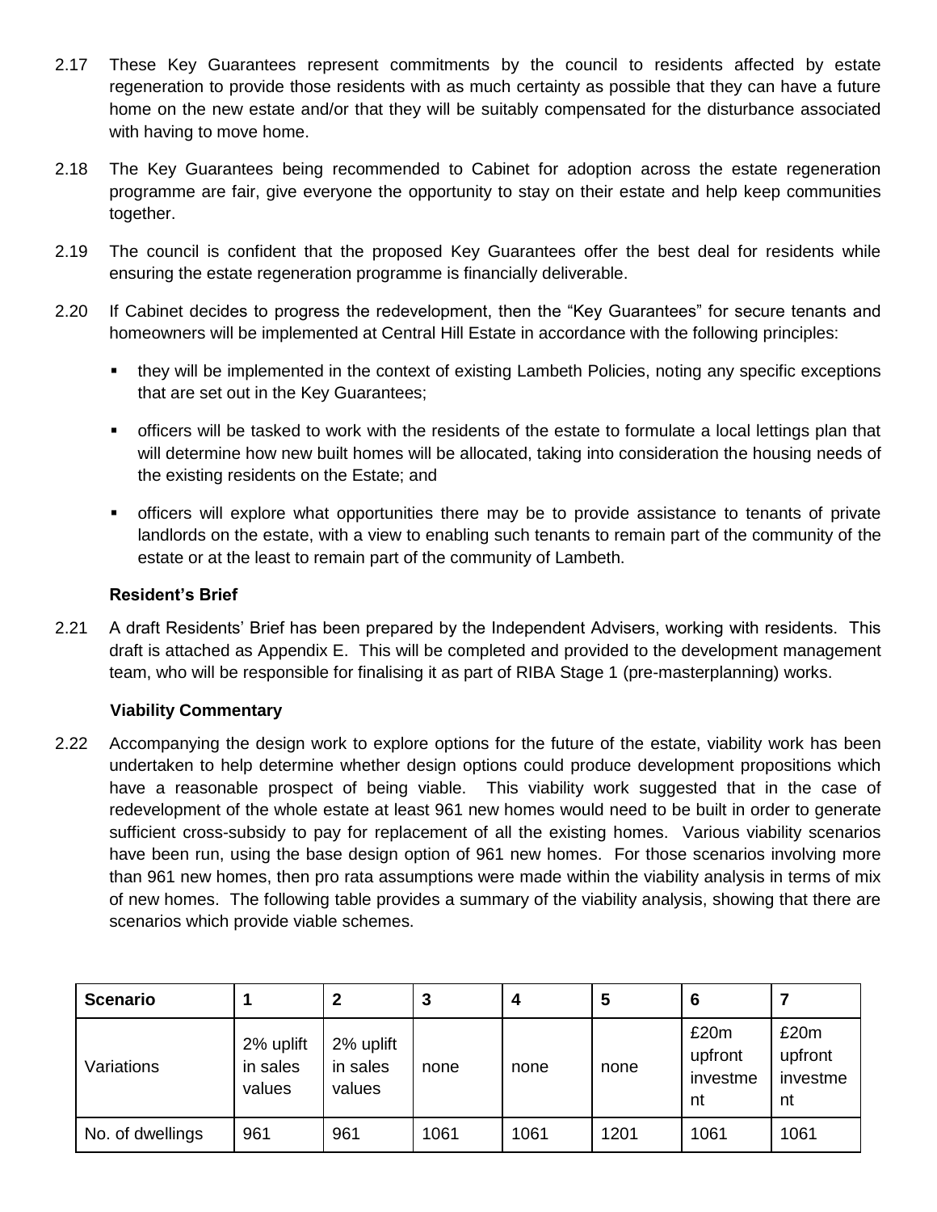2.17 These Key Guarantees represent commitments by the council to residents affected by estate regeneration to provide those residents with as much certainty as possible that they can have a future home on the new estate and/or that they will be suitably compensated for the disturbance associated with having to move home.

2.18 The Key Guarantees being recommended to Cabinet for adoption across the estate regeneration programme are fair, give everyone the opportunity to stay on their estate and help keep communities together.

2.19 The council is confident that the proposed Key Guarantees offer the best deal for residents while ensuring the estate regeneration programme is financially deliverable.

2.20 If Cabinet decides to progress the redevelopment, then the "Key Guarantees" for secure tenants and homeowners will be implemented at Central Hill Estate in accordance with the following principles:

- they will be implemented in the context of existing Lambeth Policies, noting any specific exceptions that are set out in the Key Guarantees;
- officers will be tasked to work with the residents of the estate to formulate a local lettings plan that will determine how new built homes will be allocated, taking into consideration the housing needs of the existing residents on the Estate; and
- officers will explore what opportunities there may be to provide assistance to tenants of private landlords on the estate, with a view to enabling such tenants to remain part of the community of the estate or at the least to remain part of the community of Lambeth.

**Resident's Brief**

2.21 A draft Residents' Brief has been prepared by the Independent Advisers, working with residents. This draft is attached as Appendix E. This will be completed and provided to the development management team, who will be responsible for finalising it as part of RIBA Stage 1 (pre-masterplanning) works.

**Viability Commentary**

2.22 Accompanying the design work to explore options for the future of the estate, viability work has been undertaken to help determine whether design options could produce development propositions which have a reasonable prospect of being viable. This viability work suggested that in the case of redevelopment of the whole estate at least 961 new homes would need to be built in order to generate sufficient cross-subsidy to pay for replacement of all the existing homes. Various viability scenarios have been run, using the base design option of 961 new homes. For those scenarios involving more than 961 new homes, then pro rata assumptions were made within the viability analysis in terms of mix of new homes. The following table provides a summary of the viability analysis, showing that there are scenarios which provide viable schemes.

| **Scenario** | **1** | **2** | **3** | **4** | **5** | **6** | **7** |
|---|---|---|---|---|---|---|---|
| Variations | 2% uplift in sales values | 2% uplift in sales values | none | none | none | £20m upfront investment | £20m upfront investment |
| No. of dwellings | 961 | 961 | 1061 | 1061 | 1201 | 1061 | 1061 |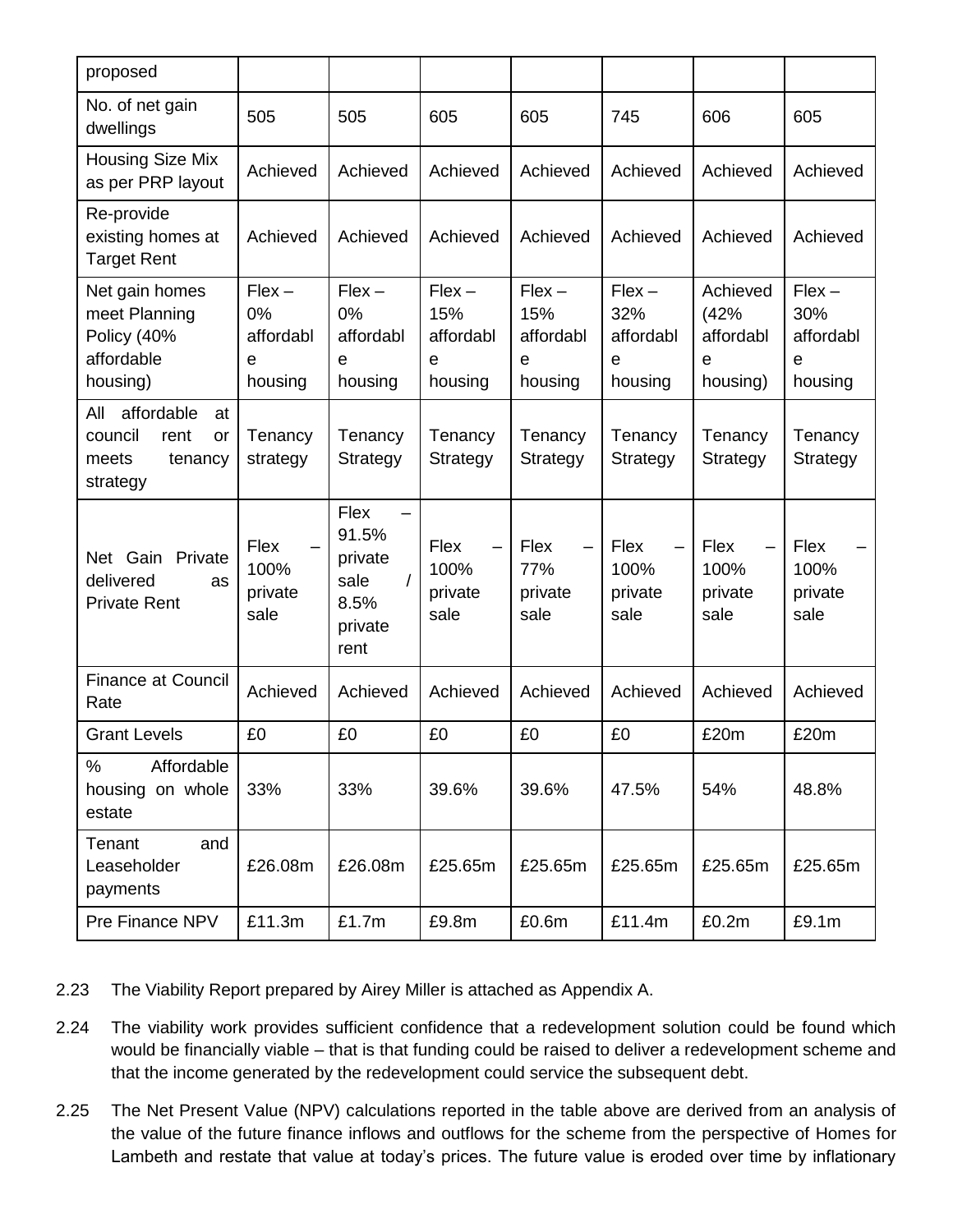| proposed | | | | | | | |
|---|---|---|---|---|---|---|---|
| No. of net gain dwellings | 505 | 505 | 605 | 605 | 745 | 606 | 605 |
| Housing Size Mix as per PRP layout | Achieved | Achieved | Achieved | Achieved | Achieved | Achieved | Achieved |
| Re-provide existing homes at Target Rent | Achieved | Achieved | Achieved | Achieved | Achieved | Achieved | Achieved |
| Net gain homes meet Planning Policy (40% affordable housing) | Flex – 0% affordable housing | Flex – 0% affordable housing | Flex – 15% affordable housing | Flex – 15% affordable housing | Flex – 32% affordable housing | Achieved (42% affordable housing) | Flex – 30% affordable housing |
| All affordable at council rent or meets tenancy strategy | Tenancy strategy | Tenancy Strategy | Tenancy Strategy | Tenancy Strategy | Tenancy Strategy | Tenancy Strategy | Tenancy Strategy |
| Net Gain Private delivered as Private Rent | Flex – 100% private sale | Flex – 91.5% private sale / 8.5% private rent | Flex – 100% private sale | Flex – 77% private sale | Flex – 100% private sale | Flex – 100% private sale | Flex – 100% private sale |
| Finance at Council Rate | Achieved | Achieved | Achieved | Achieved | Achieved | Achieved | Achieved |
| Grant Levels | £0 | £0 | £0 | £0 | £0 | £20m | £20m |
| % Affordable housing on whole estate | 33% | 33% | 39.6% | 39.6% | 47.5% | 54% | 48.8% |
| Tenant and Leaseholder payments | £26.08m | £26.08m | £25.65m | £25.65m | £25.65m | £25.65m | £25.65m |
| Pre Finance NPV | £11.3m | £1.7m | £9.8m | £0.6m | £11.4m | £0.2m | £9.1m |

2.23 The Viability Report prepared by Airey Miller is attached as Appendix A.

2.24 The viability work provides sufficient confidence that a redevelopment solution could be found which would be financially viable – that is that funding could be raised to deliver a redevelopment scheme and that the income generated by the redevelopment could service the subsequent debt.

2.25 The Net Present Value (NPV) calculations reported in the table above are derived from an analysis of the value of the future finance inflows and outflows for the scheme from the perspective of Homes for Lambeth and restate that value at today's prices. The future value is eroded over time by inflationary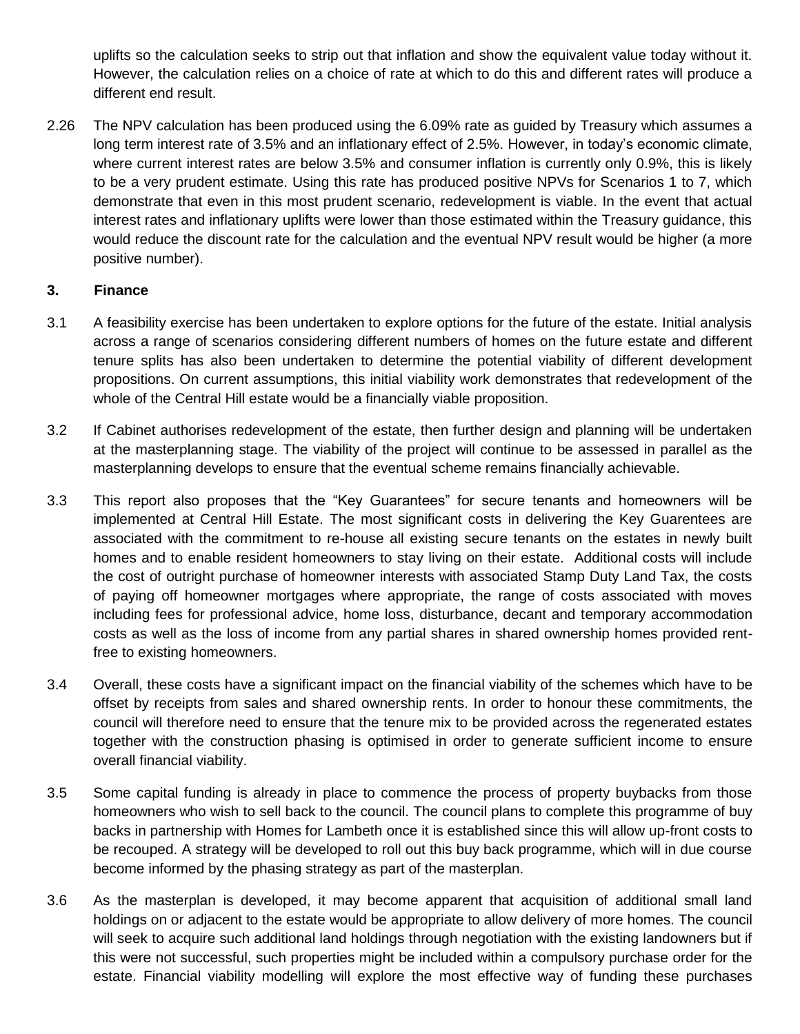uplifts so the calculation seeks to strip out that inflation and show the equivalent value today without it. However, the calculation relies on a choice of rate at which to do this and different rates will produce a different end result.

2.26 The NPV calculation has been produced using the 6.09% rate as guided by Treasury which assumes a long term interest rate of 3.5% and an inflationary effect of 2.5%. However, in today's economic climate, where current interest rates are below 3.5% and consumer inflation is currently only 0.9%, this is likely to be a very prudent estimate. Using this rate has produced positive NPVs for Scenarios 1 to 7, which demonstrate that even in this most prudent scenario, redevelopment is viable. In the event that actual interest rates and inflationary uplifts were lower than those estimated within the Treasury guidance, this would reduce the discount rate for the calculation and the eventual NPV result would be higher (a more positive number).

## 3. Finance

3.1 A feasibility exercise has been undertaken to explore options for the future of the estate. Initial analysis across a range of scenarios considering different numbers of homes on the future estate and different tenure splits has also been undertaken to determine the potential viability of different development propositions. On current assumptions, this initial viability work demonstrates that redevelopment of the whole of the Central Hill estate would be a financially viable proposition.

3.2 If Cabinet authorises redevelopment of the estate, then further design and planning will be undertaken at the masterplanning stage. The viability of the project will continue to be assessed in parallel as the masterplanning develops to ensure that the eventual scheme remains financially achievable.

3.3 This report also proposes that the "Key Guarantees" for secure tenants and homeowners will be implemented at Central Hill Estate. The most significant costs in delivering the Key Guarentees are associated with the commitment to re-house all existing secure tenants on the estates in newly built homes and to enable resident homeowners to stay living on their estate. Additional costs will include the cost of outright purchase of homeowner interests with associated Stamp Duty Land Tax, the costs of paying off homeowner mortgages where appropriate, the range of costs associated with moves including fees for professional advice, home loss, disturbance, decant and temporary accommodation costs as well as the loss of income from any partial shares in shared ownership homes provided rent-free to existing homeowners.

3.4 Overall, these costs have a significant impact on the financial viability of the schemes which have to be offset by receipts from sales and shared ownership rents. In order to honour these commitments, the council will therefore need to ensure that the tenure mix to be provided across the regenerated estates together with the construction phasing is optimised in order to generate sufficient income to ensure overall financial viability.

3.5 Some capital funding is already in place to commence the process of property buybacks from those homeowners who wish to sell back to the council. The council plans to complete this programme of buy backs in partnership with Homes for Lambeth once it is established since this will allow up-front costs to be recouped. A strategy will be developed to roll out this buy back programme, which will in due course become informed by the phasing strategy as part of the masterplan.

3.6 As the masterplan is developed, it may become apparent that acquisition of additional small land holdings on or adjacent to the estate would be appropriate to allow delivery of more homes. The council will seek to acquire such additional land holdings through negotiation with the existing landowners but if this were not successful, such properties might be included within a compulsory purchase order for the estate. Financial viability modelling will explore the most effective way of funding these purchases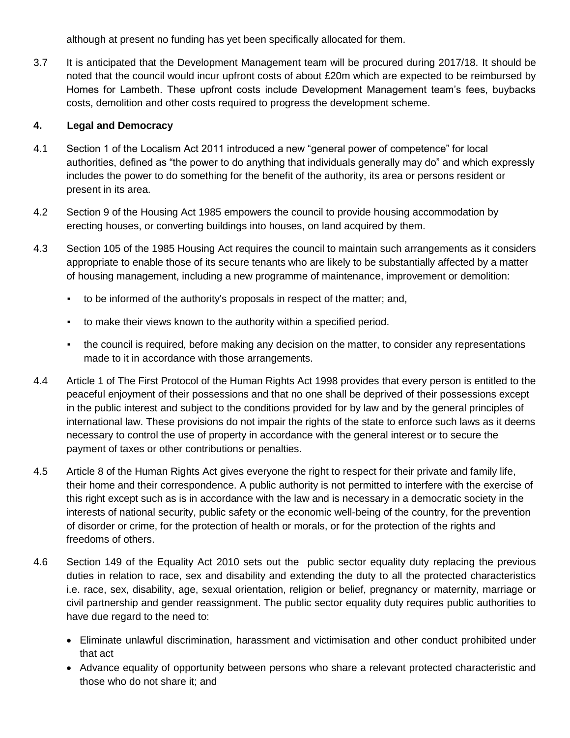although at present no funding has yet been specifically allocated for them.

3.7 It is anticipated that the Development Management team will be procured during 2017/18. It should be noted that the council would incur upfront costs of about £20m which are expected to be reimbursed by Homes for Lambeth. These upfront costs include Development Management team's fees, buybacks costs, demolition and other costs required to progress the development scheme.

## 4. Legal and Democracy

4.1 Section 1 of the Localism Act 2011 introduced a new "general power of competence" for local authorities, defined as "the power to do anything that individuals generally may do" and which expressly includes the power to do something for the benefit of the authority, its area or persons resident or present in its area.

4.2 Section 9 of the Housing Act 1985 empowers the council to provide housing accommodation by erecting houses, or converting buildings into houses, on land acquired by them.

4.3 Section 105 of the 1985 Housing Act requires the council to maintain such arrangements as it considers appropriate to enable those of its secure tenants who are likely to be substantially affected by a matter of housing management, including a new programme of maintenance, improvement or demolition:

- to be informed of the authority's proposals in respect of the matter; and,
- to make their views known to the authority within a specified period.
- the council is required, before making any decision on the matter, to consider any representations made to it in accordance with those arrangements.

4.4 Article 1 of The First Protocol of the Human Rights Act 1998 provides that every person is entitled to the peaceful enjoyment of their possessions and that no one shall be deprived of their possessions except in the public interest and subject to the conditions provided for by law and by the general principles of international law. These provisions do not impair the rights of the state to enforce such laws as it deems necessary to control the use of property in accordance with the general interest or to secure the payment of taxes or other contributions or penalties.

4.5 Article 8 of the Human Rights Act gives everyone the right to respect for their private and family life, their home and their correspondence. A public authority is not permitted to interfere with the exercise of this right except such as is in accordance with the law and is necessary in a democratic society in the interests of national security, public safety or the economic well-being of the country, for the prevention of disorder or crime, for the protection of health or morals, or for the protection of the rights and freedoms of others.

4.6 Section 149 of the Equality Act 2010 sets out the public sector equality duty replacing the previous duties in relation to race, sex and disability and extending the duty to all the protected characteristics i.e. race, sex, disability, age, sexual orientation, religion or belief, pregnancy or maternity, marriage or civil partnership and gender reassignment. The public sector equality duty requires public authorities to have due regard to the need to:

- Eliminate unlawful discrimination, harassment and victimisation and other conduct prohibited under that act
- Advance equality of opportunity between persons who share a relevant protected characteristic and those who do not share it; and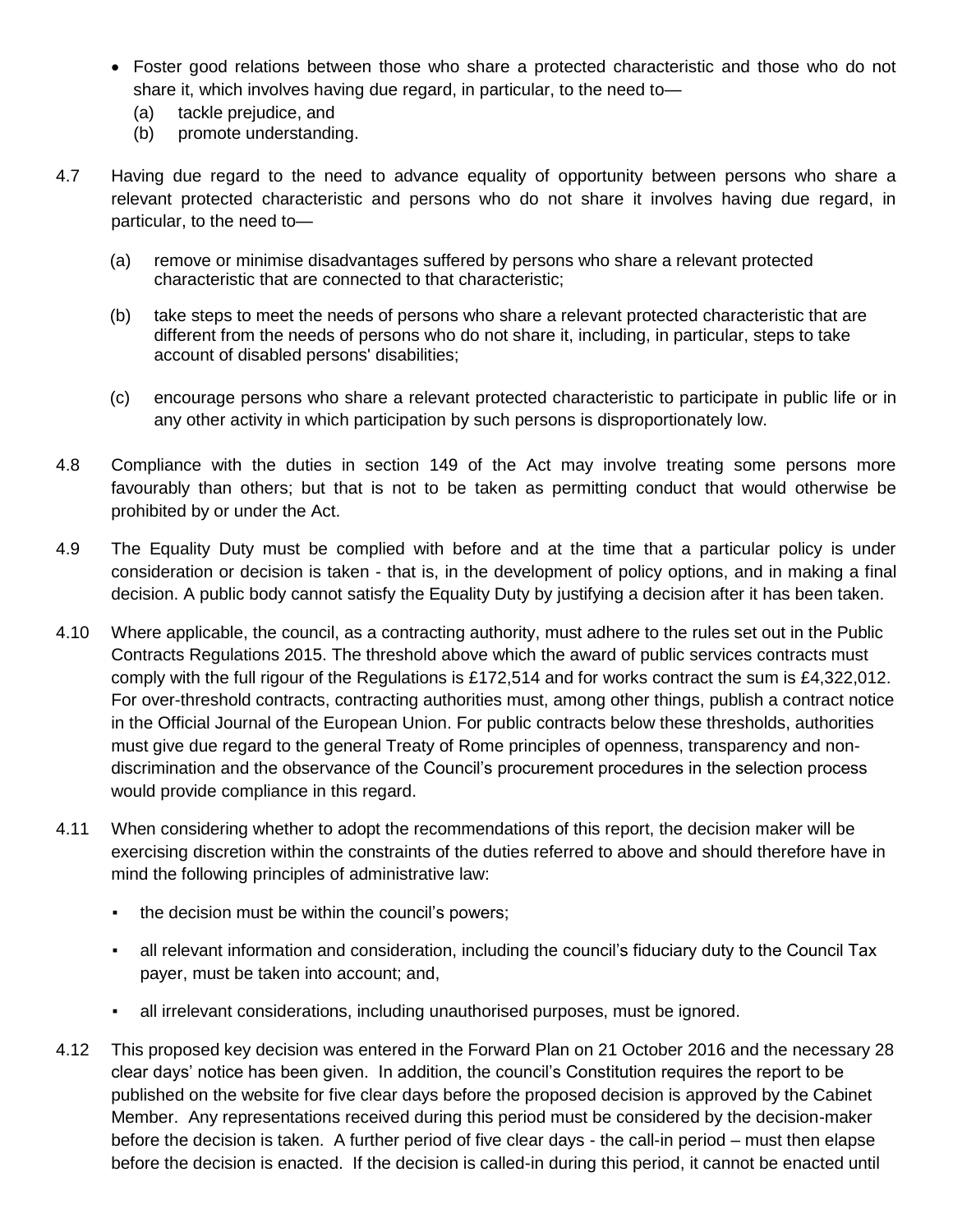- Foster good relations between those who share a protected characteristic and those who do not share it, which involves having due regard, in particular, to the need to—
  - (a) tackle prejudice, and
  - (b) promote understanding.

4.7 Having due regard to the need to advance equality of opportunity between persons who share a relevant protected characteristic and persons who do not share it involves having due regard, in particular, to the need to—

(a) remove or minimise disadvantages suffered by persons who share a relevant protected characteristic that are connected to that characteristic;

(b) take steps to meet the needs of persons who share a relevant protected characteristic that are different from the needs of persons who do not share it, including, in particular, steps to take account of disabled persons' disabilities;

(c) encourage persons who share a relevant protected characteristic to participate in public life or in any other activity in which participation by such persons is disproportionately low.

4.8 Compliance with the duties in section 149 of the Act may involve treating some persons more favourably than others; but that is not to be taken as permitting conduct that would otherwise be prohibited by or under the Act.

4.9 The Equality Duty must be complied with before and at the time that a particular policy is under consideration or decision is taken - that is, in the development of policy options, and in making a final decision. A public body cannot satisfy the Equality Duty by justifying a decision after it has been taken.

4.10 Where applicable, the council, as a contracting authority, must adhere to the rules set out in the Public Contracts Regulations 2015. The threshold above which the award of public services contracts must comply with the full rigour of the Regulations is £172,514 and for works contract the sum is £4,322,012. For over-threshold contracts, contracting authorities must, among other things, publish a contract notice in the Official Journal of the European Union. For public contracts below these thresholds, authorities must give due regard to the general Treaty of Rome principles of openness, transparency and non-discrimination and the observance of the Council's procurement procedures in the selection process would provide compliance in this regard.

4.11 When considering whether to adopt the recommendations of this report, the decision maker will be exercising discretion within the constraints of the duties referred to above and should therefore have in mind the following principles of administrative law:

- the decision must be within the council's powers;
- all relevant information and consideration, including the council's fiduciary duty to the Council Tax payer, must be taken into account; and,
- all irrelevant considerations, including unauthorised purposes, must be ignored.

4.12 This proposed key decision was entered in the Forward Plan on 21 October 2016 and the necessary 28 clear days' notice has been given. In addition, the council's Constitution requires the report to be published on the website for five clear days before the proposed decision is approved by the Cabinet Member. Any representations received during this period must be considered by the decision-maker before the decision is taken. A further period of five clear days - the call-in period – must then elapse before the decision is enacted. If the decision is called-in during this period, it cannot be enacted until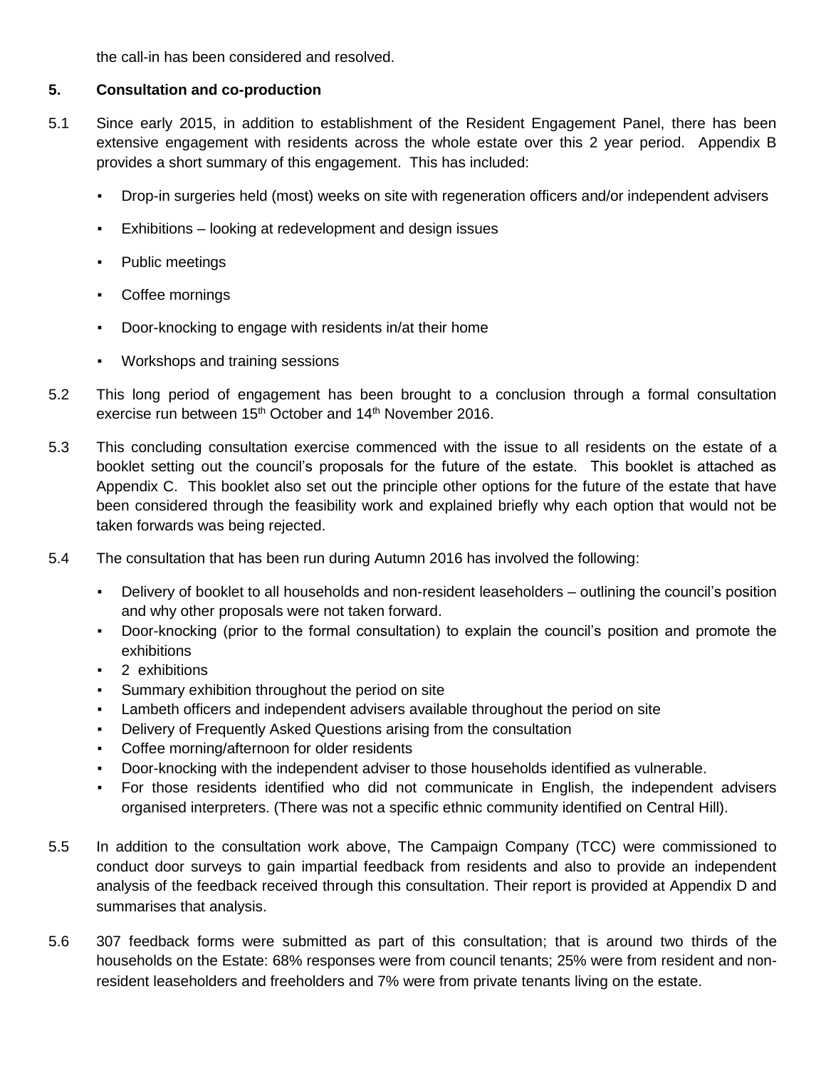the call-in has been considered and resolved.

## 5. Consultation and co-production

5.1 Since early 2015, in addition to establishment of the Resident Engagement Panel, there has been extensive engagement with residents across the whole estate over this 2 year period. Appendix B provides a short summary of this engagement. This has included:

- Drop-in surgeries held (most) weeks on site with regeneration officers and/or independent advisers
- Exhibitions – looking at redevelopment and design issues
- Public meetings
- Coffee mornings
- Door-knocking to engage with residents in/at their home
- Workshops and training sessions

5.2 This long period of engagement has been brought to a conclusion through a formal consultation exercise run between 15th October and 14th November 2016.

5.3 This concluding consultation exercise commenced with the issue to all residents on the estate of a booklet setting out the council's proposals for the future of the estate. This booklet is attached as Appendix C. This booklet also set out the principle other options for the future of the estate that have been considered through the feasibility work and explained briefly why each option that would not be taken forwards was being rejected.

5.4 The consultation that has been run during Autumn 2016 has involved the following:

- Delivery of booklet to all households and non-resident leaseholders – outlining the council's position and why other proposals were not taken forward.
- Door-knocking (prior to the formal consultation) to explain the council's position and promote the exhibitions
- 2 exhibitions
- Summary exhibition throughout the period on site
- Lambeth officers and independent advisers available throughout the period on site
- Delivery of Frequently Asked Questions arising from the consultation
- Coffee morning/afternoon for older residents
- Door-knocking with the independent adviser to those households identified as vulnerable.
- For those residents identified who did not communicate in English, the independent advisers organised interpreters. (There was not a specific ethnic community identified on Central Hill).

5.5 In addition to the consultation work above, The Campaign Company (TCC) were commissioned to conduct door surveys to gain impartial feedback from residents and also to provide an independent analysis of the feedback received through this consultation. Their report is provided at Appendix D and summarises that analysis.

5.6 307 feedback forms were submitted as part of this consultation; that is around two thirds of the households on the Estate: 68% responses were from council tenants; 25% were from resident and non-resident leaseholders and freeholders and 7% were from private tenants living on the estate.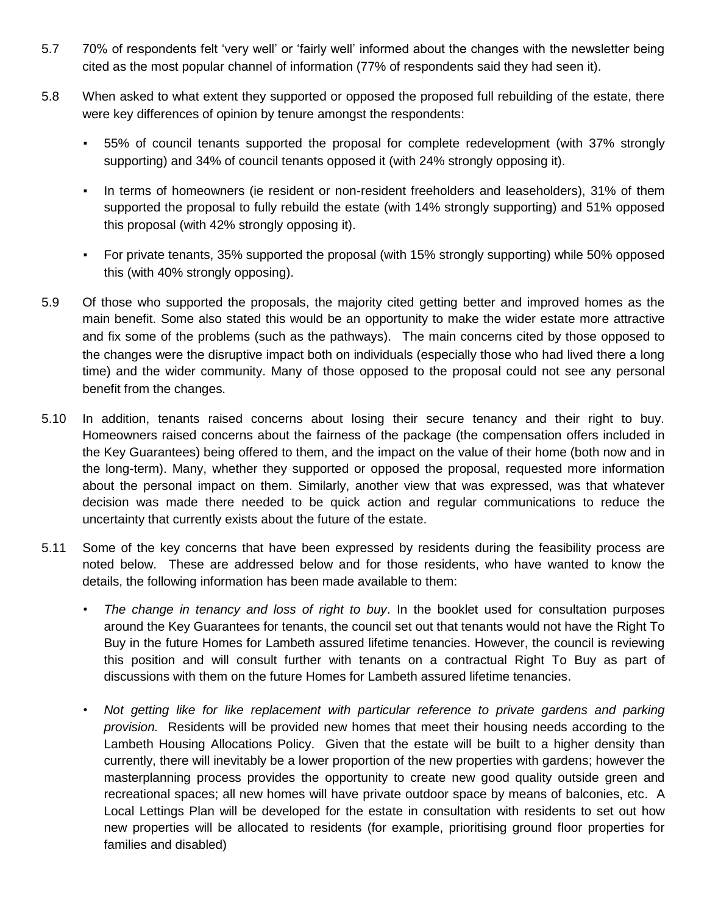5.7 70% of respondents felt 'very well' or 'fairly well' informed about the changes with the newsletter being cited as the most popular channel of information (77% of respondents said they had seen it).

5.8 When asked to what extent they supported or opposed the proposed full rebuilding of the estate, there were key differences of opinion by tenure amongst the respondents:

- 55% of council tenants supported the proposal for complete redevelopment (with 37% strongly supporting) and 34% of council tenants opposed it (with 24% strongly opposing it).
- In terms of homeowners (ie resident or non-resident freeholders and leaseholders), 31% of them supported the proposal to fully rebuild the estate (with 14% strongly supporting) and 51% opposed this proposal (with 42% strongly opposing it).
- For private tenants, 35% supported the proposal (with 15% strongly supporting) while 50% opposed this (with 40% strongly opposing).

5.9 Of those who supported the proposals, the majority cited getting better and improved homes as the main benefit. Some also stated this would be an opportunity to make the wider estate more attractive and fix some of the problems (such as the pathways). The main concerns cited by those opposed to the changes were the disruptive impact both on individuals (especially those who had lived there a long time) and the wider community. Many of those opposed to the proposal could not see any personal benefit from the changes.

5.10 In addition, tenants raised concerns about losing their secure tenancy and their right to buy. Homeowners raised concerns about the fairness of the package (the compensation offers included in the Key Guarantees) being offered to them, and the impact on the value of their home (both now and in the long-term). Many, whether they supported or opposed the proposal, requested more information about the personal impact on them. Similarly, another view that was expressed, was that whatever decision was made there needed to be quick action and regular communications to reduce the uncertainty that currently exists about the future of the estate.

5.11 Some of the key concerns that have been expressed by residents during the feasibility process are noted below. These are addressed below and for those residents, who have wanted to know the details, the following information has been made available to them:

- *The change in tenancy and loss of right to buy*. In the booklet used for consultation purposes around the Key Guarantees for tenants, the council set out that tenants would not have the Right To Buy in the future Homes for Lambeth assured lifetime tenancies. However, the council is reviewing this position and will consult further with tenants on a contractual Right To Buy as part of discussions with them on the future Homes for Lambeth assured lifetime tenancies.
- *Not getting like for like replacement with particular reference to private gardens and parking provision.* Residents will be provided new homes that meet their housing needs according to the Lambeth Housing Allocations Policy. Given that the estate will be built to a higher density than currently, there will inevitably be a lower proportion of the new properties with gardens; however the masterplanning process provides the opportunity to create new good quality outside green and recreational spaces; all new homes will have private outdoor space by means of balconies, etc. A Local Lettings Plan will be developed for the estate in consultation with residents to set out how new properties will be allocated to residents (for example, prioritising ground floor properties for families and disabled)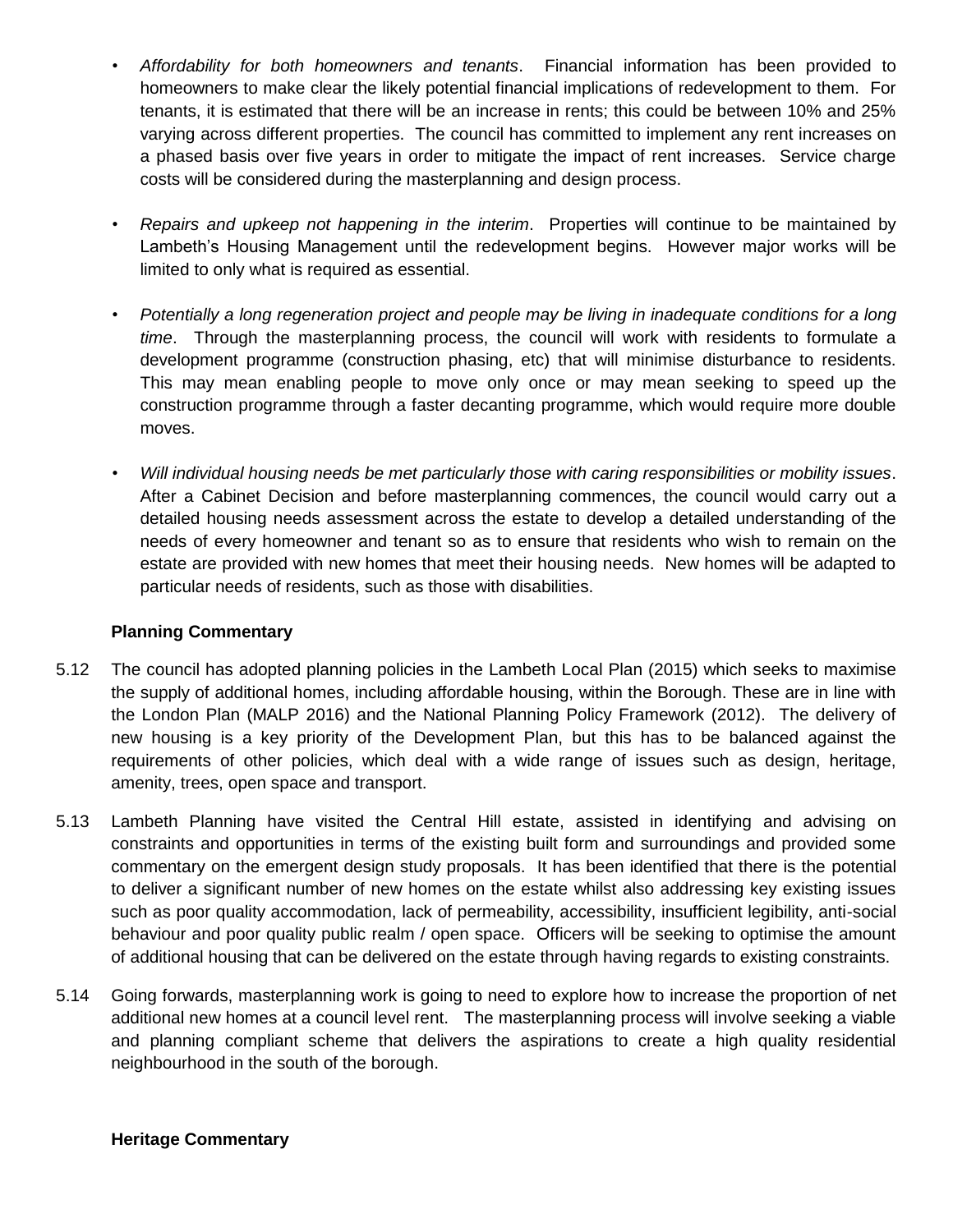- *Affordability for both homeowners and tenants*. Financial information has been provided to homeowners to make clear the likely potential financial implications of redevelopment to them. For tenants, it is estimated that there will be an increase in rents; this could be between 10% and 25% varying across different properties. The council has committed to implement any rent increases on a phased basis over five years in order to mitigate the impact of rent increases. Service charge costs will be considered during the masterplanning and design process.

- *Repairs and upkeep not happening in the interim*. Properties will continue to be maintained by Lambeth's Housing Management until the redevelopment begins. However major works will be limited to only what is required as essential.

- *Potentially a long regeneration project and people may be living in inadequate conditions for a long time*. Through the masterplanning process, the council will work with residents to formulate a development programme (construction phasing, etc) that will minimise disturbance to residents. This may mean enabling people to move only once or may mean seeking to speed up the construction programme through a faster decanting programme, which would require more double moves.

- *Will individual housing needs be met particularly those with caring responsibilities or mobility issues*. After a Cabinet Decision and before masterplanning commences, the council would carry out a detailed housing needs assessment across the estate to develop a detailed understanding of the needs of every homeowner and tenant so as to ensure that residents who wish to remain on the estate are provided with new homes that meet their housing needs. New homes will be adapted to particular needs of residents, such as those with disabilities.

**Planning Commentary**

5.12 The council has adopted planning policies in the Lambeth Local Plan (2015) which seeks to maximise the supply of additional homes, including affordable housing, within the Borough. These are in line with the London Plan (MALP 2016) and the National Planning Policy Framework (2012). The delivery of new housing is a key priority of the Development Plan, but this has to be balanced against the requirements of other policies, which deal with a wide range of issues such as design, heritage, amenity, trees, open space and transport.

5.13 Lambeth Planning have visited the Central Hill estate, assisted in identifying and advising on constraints and opportunities in terms of the existing built form and surroundings and provided some commentary on the emergent design study proposals. It has been identified that there is the potential to deliver a significant number of new homes on the estate whilst also addressing key existing issues such as poor quality accommodation, lack of permeability, accessibility, insufficient legibility, anti-social behaviour and poor quality public realm / open space. Officers will be seeking to optimise the amount of additional housing that can be delivered on the estate through having regards to existing constraints.

5.14 Going forwards, masterplanning work is going to need to explore how to increase the proportion of net additional new homes at a council level rent. The masterplanning process will involve seeking a viable and planning compliant scheme that delivers the aspirations to create a high quality residential neighbourhood in the south of the borough.

**Heritage Commentary**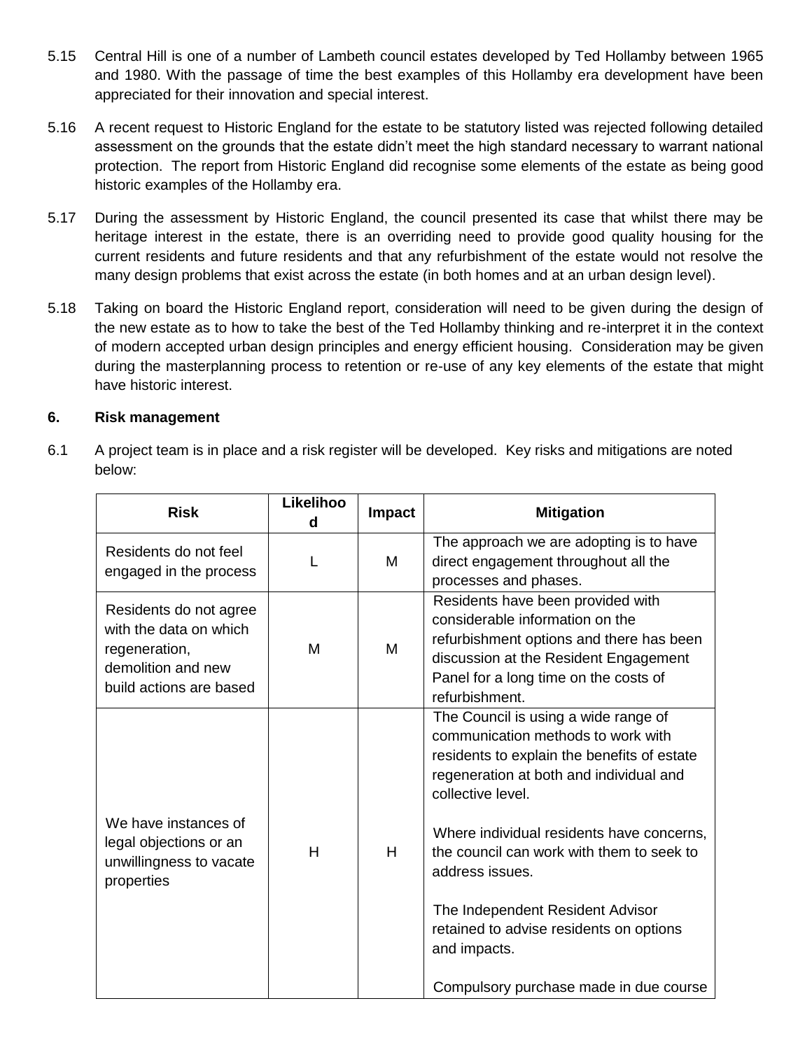5.15 Central Hill is one of a number of Lambeth council estates developed by Ted Hollamby between 1965 and 1980. With the passage of time the best examples of this Hollamby era development have been appreciated for their innovation and special interest.

5.16 A recent request to Historic England for the estate to be statutory listed was rejected following detailed assessment on the grounds that the estate didn't meet the high standard necessary to warrant national protection. The report from Historic England did recognise some elements of the estate as being good historic examples of the Hollamby era.

5.17 During the assessment by Historic England, the council presented its case that whilst there may be heritage interest in the estate, there is an overriding need to provide good quality housing for the current residents and future residents and that any refurbishment of the estate would not resolve the many design problems that exist across the estate (in both homes and at an urban design level).

5.18 Taking on board the Historic England report, consideration will need to be given during the design of the new estate as to how to take the best of the Ted Hollamby thinking and re-interpret it in the context of modern accepted urban design principles and energy efficient housing. Consideration may be given during the masterplanning process to retention or re-use of any key elements of the estate that might have historic interest.

**6. Risk management**

6.1 A project team is in place and a risk register will be developed. Key risks and mitigations are noted below:

| Risk | Likelihood | Impact | Mitigation |
|---|---|---|---|
| Residents do not feel engaged in the process | L | M | The approach we are adopting is to have direct engagement throughout all the processes and phases. |
| Residents do not agree with the data on which regeneration, demolition and new build actions are based | M | M | Residents have been provided with considerable information on the refurbishment options and there has been discussion at the Resident Engagement Panel for a long time on the costs of refurbishment. |
| We have instances of legal objections or an unwillingness to vacate properties | H | H | The Council is using a wide range of communication methods to work with residents to explain the benefits of estate regeneration at both and individual and collective level.<br><br>Where individual residents have concerns, the council can work with them to seek to address issues.<br><br>The Independent Resident Advisor retained to advise residents on options and impacts.<br><br>Compulsory purchase made in due course |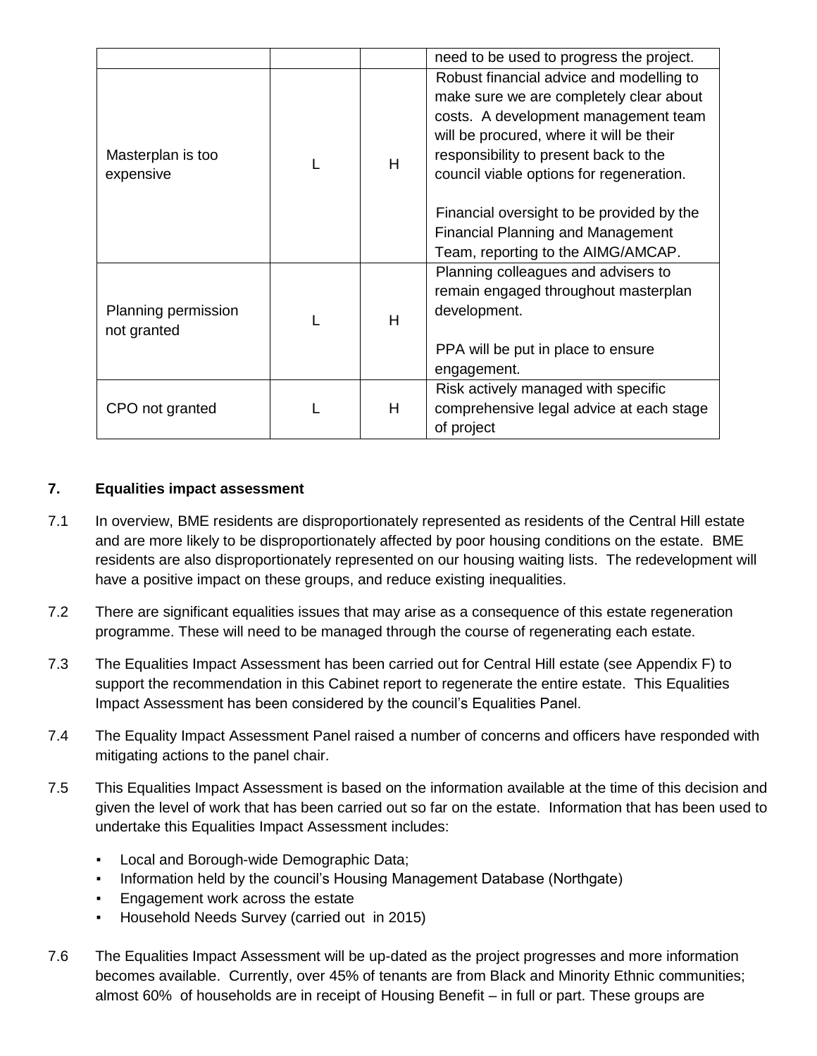| | | | need to be used to progress the project. |
|---|---|---|---|
| Masterplan is too expensive | L | H | Robust financial advice and modelling to make sure we are completely clear about costs. A development management team will be procured, where it will be their responsibility to present back to the council viable options for regeneration.<br><br>Financial oversight to be provided by the Financial Planning and Management Team, reporting to the AIMG/AMCAP. |
| Planning permission not granted | L | H | Planning colleagues and advisers to remain engaged throughout masterplan development.<br><br>PPA will be put in place to ensure engagement. |
| CPO not granted | L | H | Risk actively managed with specific comprehensive legal advice at each stage of project |

## 7. Equalities impact assessment

7.1 In overview, BME residents are disproportionately represented as residents of the Central Hill estate and are more likely to be disproportionately affected by poor housing conditions on the estate. BME residents are also disproportionately represented on our housing waiting lists. The redevelopment will have a positive impact on these groups, and reduce existing inequalities.

7.2 There are significant equalities issues that may arise as a consequence of this estate regeneration programme. These will need to be managed through the course of regenerating each estate.

7.3 The Equalities Impact Assessment has been carried out for Central Hill estate (see Appendix F) to support the recommendation in this Cabinet report to regenerate the entire estate. This Equalities Impact Assessment has been considered by the council's Equalities Panel.

7.4 The Equality Impact Assessment Panel raised a number of concerns and officers have responded with mitigating actions to the panel chair.

7.5 This Equalities Impact Assessment is based on the information available at the time of this decision and given the level of work that has been carried out so far on the estate. Information that has been used to undertake this Equalities Impact Assessment includes:

- Local and Borough-wide Demographic Data;
- Information held by the council's Housing Management Database (Northgate)
- Engagement work across the estate
- Household Needs Survey (carried out in 2015)

7.6 The Equalities Impact Assessment will be up-dated as the project progresses and more information becomes available. Currently, over 45% of tenants are from Black and Minority Ethnic communities; almost 60% of households are in receipt of Housing Benefit – in full or part. These groups are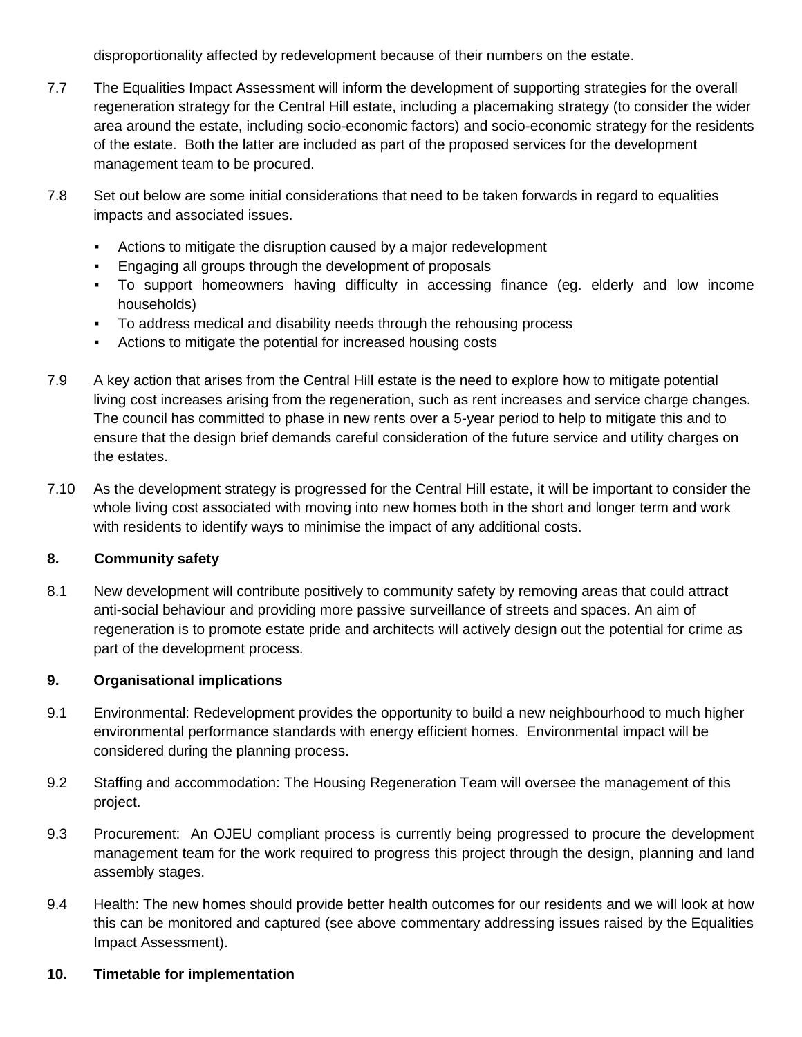disproportionality affected by redevelopment because of their numbers on the estate.

7.7 The Equalities Impact Assessment will inform the development of supporting strategies for the overall regeneration strategy for the Central Hill estate, including a placemaking strategy (to consider the wider area around the estate, including socio-economic factors) and socio-economic strategy for the residents of the estate. Both the latter are included as part of the proposed services for the development management team to be procured.

7.8 Set out below are some initial considerations that need to be taken forwards in regard to equalities impacts and associated issues.

- Actions to mitigate the disruption caused by a major redevelopment
- Engaging all groups through the development of proposals
- To support homeowners having difficulty in accessing finance (eg. elderly and low income households)
- To address medical and disability needs through the rehousing process
- Actions to mitigate the potential for increased housing costs

7.9 A key action that arises from the Central Hill estate is the need to explore how to mitigate potential living cost increases arising from the regeneration, such as rent increases and service charge changes. The council has committed to phase in new rents over a 5-year period to help to mitigate this and to ensure that the design brief demands careful consideration of the future service and utility charges on the estates.

7.10 As the development strategy is progressed for the Central Hill estate, it will be important to consider the whole living cost associated with moving into new homes both in the short and longer term and work with residents to identify ways to minimise the impact of any additional costs.

## 8. Community safety

8.1 New development will contribute positively to community safety by removing areas that could attract anti-social behaviour and providing more passive surveillance of streets and spaces. An aim of regeneration is to promote estate pride and architects will actively design out the potential for crime as part of the development process.

## 9. Organisational implications

9.1 Environmental: Redevelopment provides the opportunity to build a new neighbourhood to much higher environmental performance standards with energy efficient homes. Environmental impact will be considered during the planning process.

9.2 Staffing and accommodation: The Housing Regeneration Team will oversee the management of this project.

9.3 Procurement: An OJEU compliant process is currently being progressed to procure the development management team for the work required to progress this project through the design, planning and land assembly stages.

9.4 Health: The new homes should provide better health outcomes for our residents and we will look at how this can be monitored and captured (see above commentary addressing issues raised by the Equalities Impact Assessment).

## 10. Timetable for implementation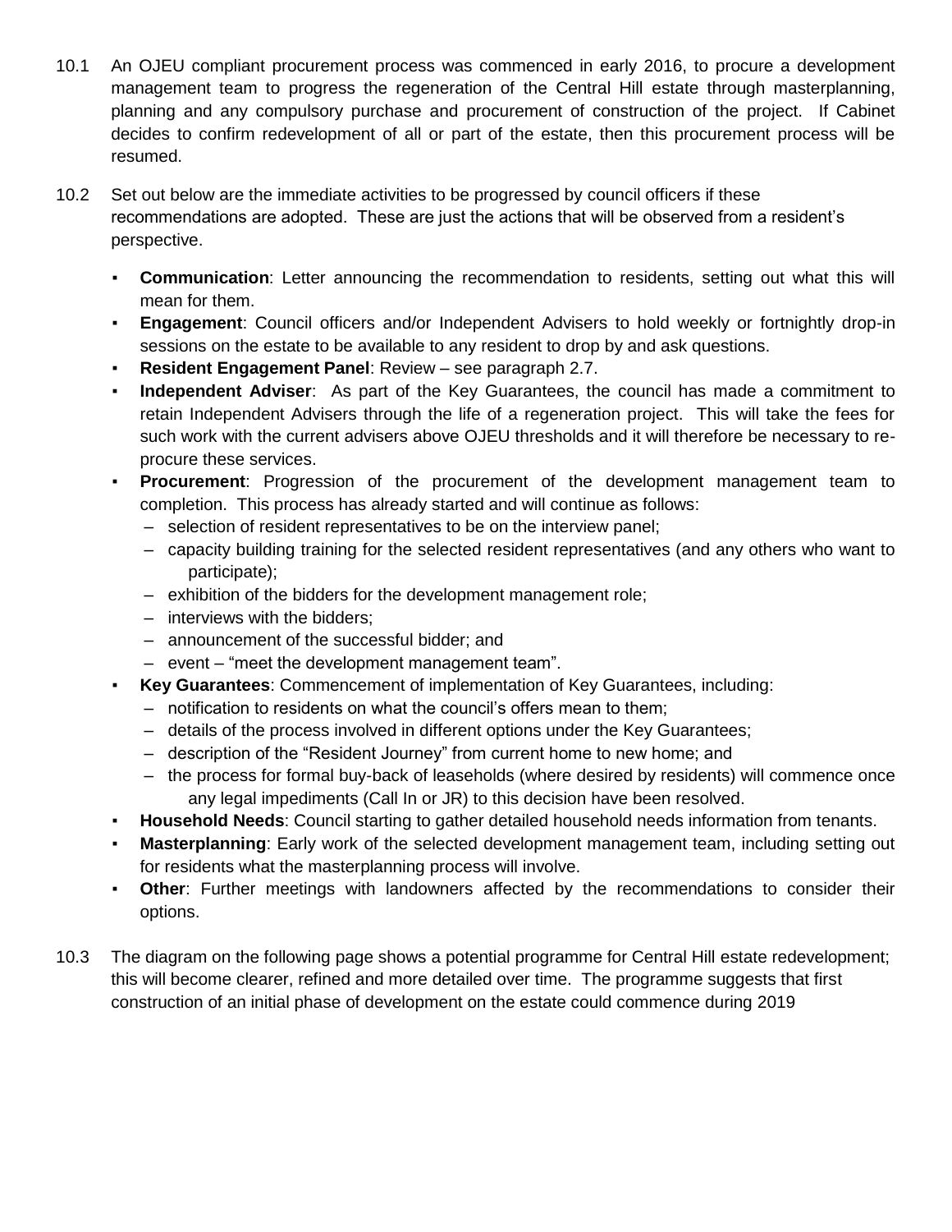10.1 An OJEU compliant procurement process was commenced in early 2016, to procure a development management team to progress the regeneration of the Central Hill estate through masterplanning, planning and any compulsory purchase and procurement of construction of the project. If Cabinet decides to confirm redevelopment of all or part of the estate, then this procurement process will be resumed.

10.2 Set out below are the immediate activities to be progressed by council officers if these recommendations are adopted. These are just the actions that will be observed from a resident's perspective.

- **Communication**: Letter announcing the recommendation to residents, setting out what this will mean for them.
- **Engagement**: Council officers and/or Independent Advisers to hold weekly or fortnightly drop-in sessions on the estate to be available to any resident to drop by and ask questions.
- **Resident Engagement Panel**: Review – see paragraph 2.7.
- **Independent Adviser**: As part of the Key Guarantees, the council has made a commitment to retain Independent Advisers through the life of a regeneration project. This will take the fees for such work with the current advisers above OJEU thresholds and it will therefore be necessary to re-procure these services.
- **Procurement**: Progression of the procurement of the development management team to completion. This process has already started and will continue as follows:
  - selection of resident representatives to be on the interview panel;
  - capacity building training for the selected resident representatives (and any others who want to participate);
  - exhibition of the bidders for the development management role;
  - interviews with the bidders;
  - announcement of the successful bidder; and
  - event – "meet the development management team".
- **Key Guarantees**: Commencement of implementation of Key Guarantees, including:
  - notification to residents on what the council's offers mean to them;
  - details of the process involved in different options under the Key Guarantees;
  - description of the "Resident Journey" from current home to new home; and
  - the process for formal buy-back of leaseholds (where desired by residents) will commence once any legal impediments (Call In or JR) to this decision have been resolved.
- **Household Needs**: Council starting to gather detailed household needs information from tenants.
- **Masterplanning**: Early work of the selected development management team, including setting out for residents what the masterplanning process will involve.
- **Other**: Further meetings with landowners affected by the recommendations to consider their options.

10.3 The diagram on the following page shows a potential programme for Central Hill estate redevelopment; this will become clearer, refined and more detailed over time. The programme suggests that first construction of an initial phase of development on the estate could commence during 2019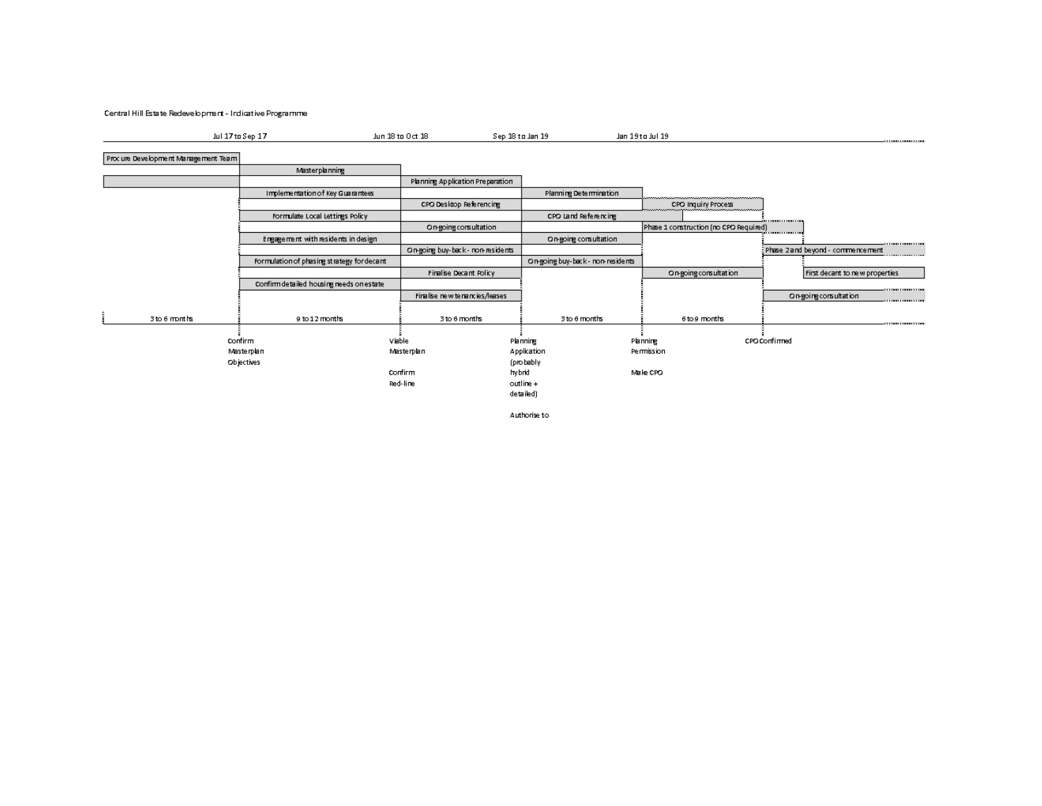Central Hill Estate Redevelopment - Indicative Programme

| Jul 17 to Sep 17 | | Jun 18 to Oct 18 | Sep 18 to Jan 19 | Jan 19 to Jul 19 | | |
|---|---|---|---|---|---|---|
| Procure Development Management Team | | | | | | |
| | Masterplanning | | | | | |
| | | Planning Application Preparation | | | | |
| | Implementation of Key Guarantees | | Planning Determination | | | |
| | | CPO Desktop Referencing | | CPO Inquiry Process | | |
| | Formulate Local Lettings Policy | | CPO Land Referencing | | | |
| | | On-going consultation | | Phase 1 construction (no CPO Required) | | |
| | Engagement with residents in design | | On-going consultation | | | |
| | | On-going buy-back - non-residents | | | Phase 2 and beyond - commencement | |
| | Formulation of phasing strategy for decant | | On-going buy-back - non-residents | | | |
| | | Finalise Decant Policy | | On-going consultation | | First decant to new properties |
| | Confirm detailed housing needs on estate | | | | | |
| | | Finalise new tenancies/leases | | | On-going consultation | |
| 3 to 6 months | 9 to 12 months | 3 to 6 months | 3 to 6 months | 6 to 9 months | | |

Milestones:

- Confirm Masterplan Objectives
- Viable Masterplan; Confirm Red-line
- Planning Application (probably hybrid outline + detailed); Authorise to
- Planning Permission; Make CPO
- CPO Confirmed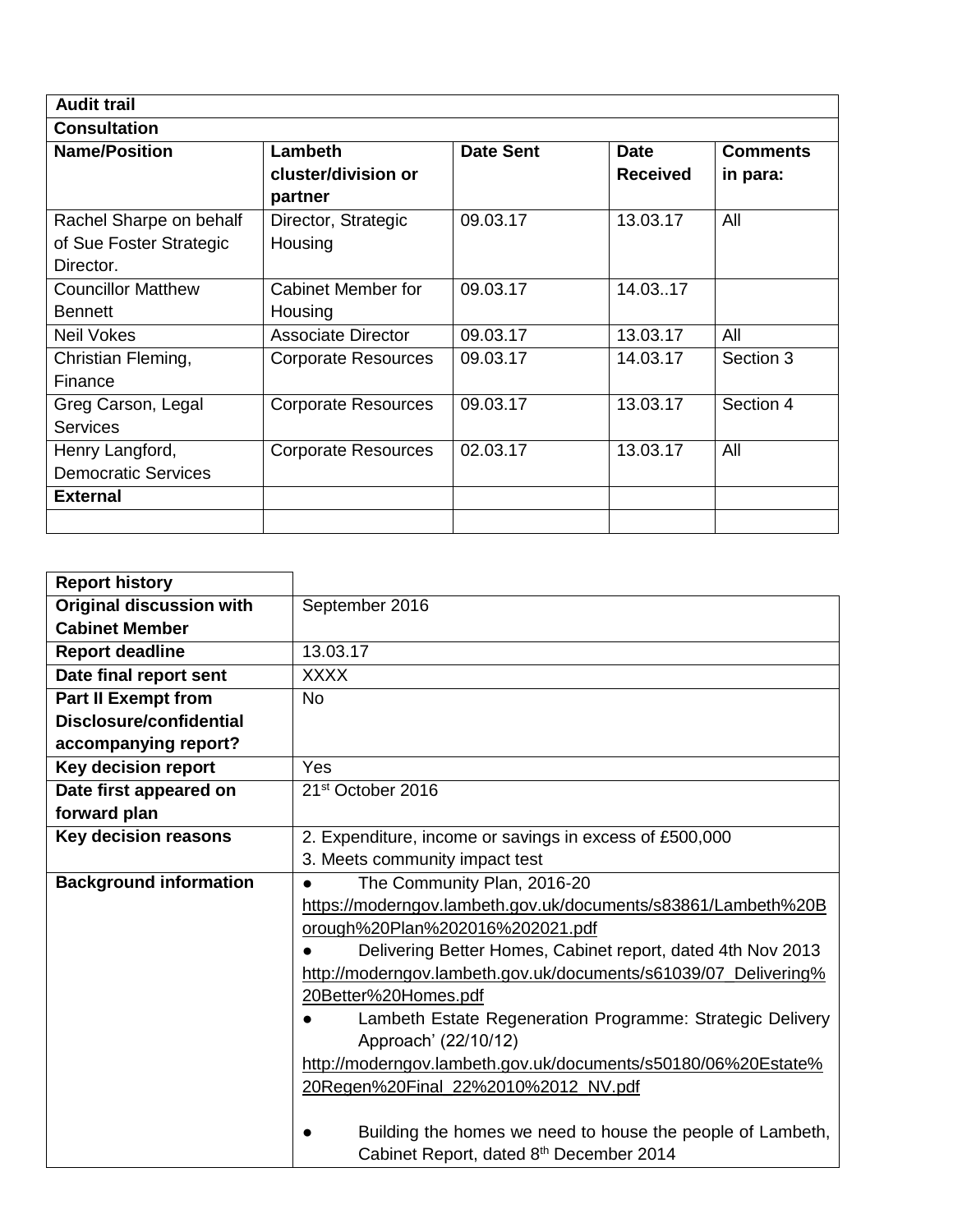| **Audit trail** | | | | |
|---|---|---|---|---|
| **Consultation** | | | | |
| **Name/Position** | **Lambeth cluster/division or partner** | **Date Sent** | **Date Received** | **Comments in para:** |
| Rachel Sharpe on behalf of Sue Foster Strategic Director. | Director, Strategic Housing | 09.03.17 | 13.03.17 | All |
| Councillor Matthew Bennett | Cabinet Member for Housing | 09.03.17 | 14.03..17 | |
| Neil Vokes | Associate Director | 09.03.17 | 13.03.17 | All |
| Christian Fleming, Finance | Corporate Resources | 09.03.17 | 14.03.17 | Section 3 |
| Greg Carson, Legal Services | Corporate Resources | 09.03.17 | 13.03.17 | Section 4 |
| Henry Langford, Democratic Services | Corporate Resources | 02.03.17 | 13.03.17 | All |
| **External** | | | | |
| | | | | |

| **Report history** | |
|---|---|
| **Original discussion with Cabinet Member** | September 2016 |
| **Report deadline** | 13.03.17 |
| **Date final report sent** | XXXX |
| **Part II Exempt from Disclosure/confidential accompanying report?** | No |
| **Key decision report** | Yes |
| **Date first appeared on forward plan** | 21st October 2016 |
| **Key decision reasons** | 2. Expenditure, income or savings in excess of £500,000<br>3. Meets community impact test |
| **Background information** | ● The Community Plan, 2016-20 https://moderngov.lambeth.gov.uk/documents/s83861/Lambeth%20Borough%20Plan%202016%202021.pdf<br>● Delivering Better Homes, Cabinet report, dated 4th Nov 2013 http://moderngov.lambeth.gov.uk/documents/s61039/07_Delivering%20Better%20Homes.pdf<br>● Lambeth Estate Regeneration Programme: Strategic Delivery Approach' (22/10/12) http://moderngov.lambeth.gov.uk/documents/s50180/06%20Estate%20Regen%20Final_22%2010%2012_NV.pdf<br>● Building the homes we need to house the people of Lambeth, Cabinet Report, dated 8th December 2014 |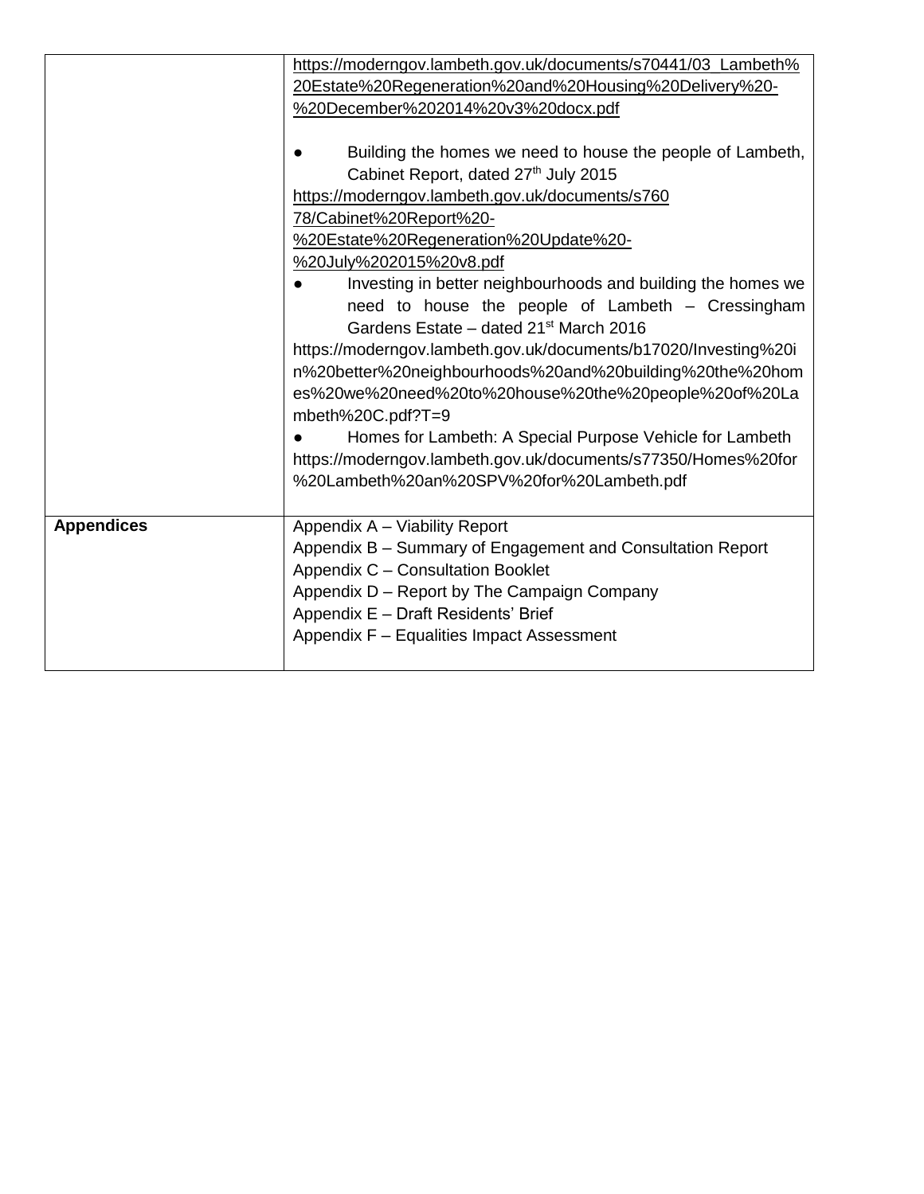| | |
|---|---|
| | https://moderngov.lambeth.gov.uk/documents/s70441/03_Lambeth%20Estate%20Regeneration%20and%20Housing%20Delivery%20-%20December%202014%20v3%20docx.pdf<br><br>● Building the homes we need to house the people of Lambeth, Cabinet Report, dated 27th July 2015<br>https://moderngov.lambeth.gov.uk/documents/s76078/Cabinet%20Report%20-%20Estate%20Regeneration%20Update%20-%20July%202015%20v8.pdf<br>● Investing in better neighbourhoods and building the homes we need to house the people of Lambeth – Cressingham Gardens Estate – dated 21st March 2016<br>https://moderngov.lambeth.gov.uk/documents/b17020/Investing%20in%20better%20neighbourhoods%20and%20building%20the%20homes%20we%20need%20to%20house%20the%20people%20of%20Lambeth%20C.pdf?T=9<br>● Homes for Lambeth: A Special Purpose Vehicle for Lambeth<br>https://moderngov.lambeth.gov.uk/documents/s77350/Homes%20for%20Lambeth%20an%20SPV%20for%20Lambeth.pdf |
| **Appendices** | Appendix A – Viability Report<br>Appendix B – Summary of Engagement and Consultation Report<br>Appendix C – Consultation Booklet<br>Appendix D – Report by The Campaign Company<br>Appendix E – Draft Residents' Brief<br>Appendix F – Equalities Impact Assessment |